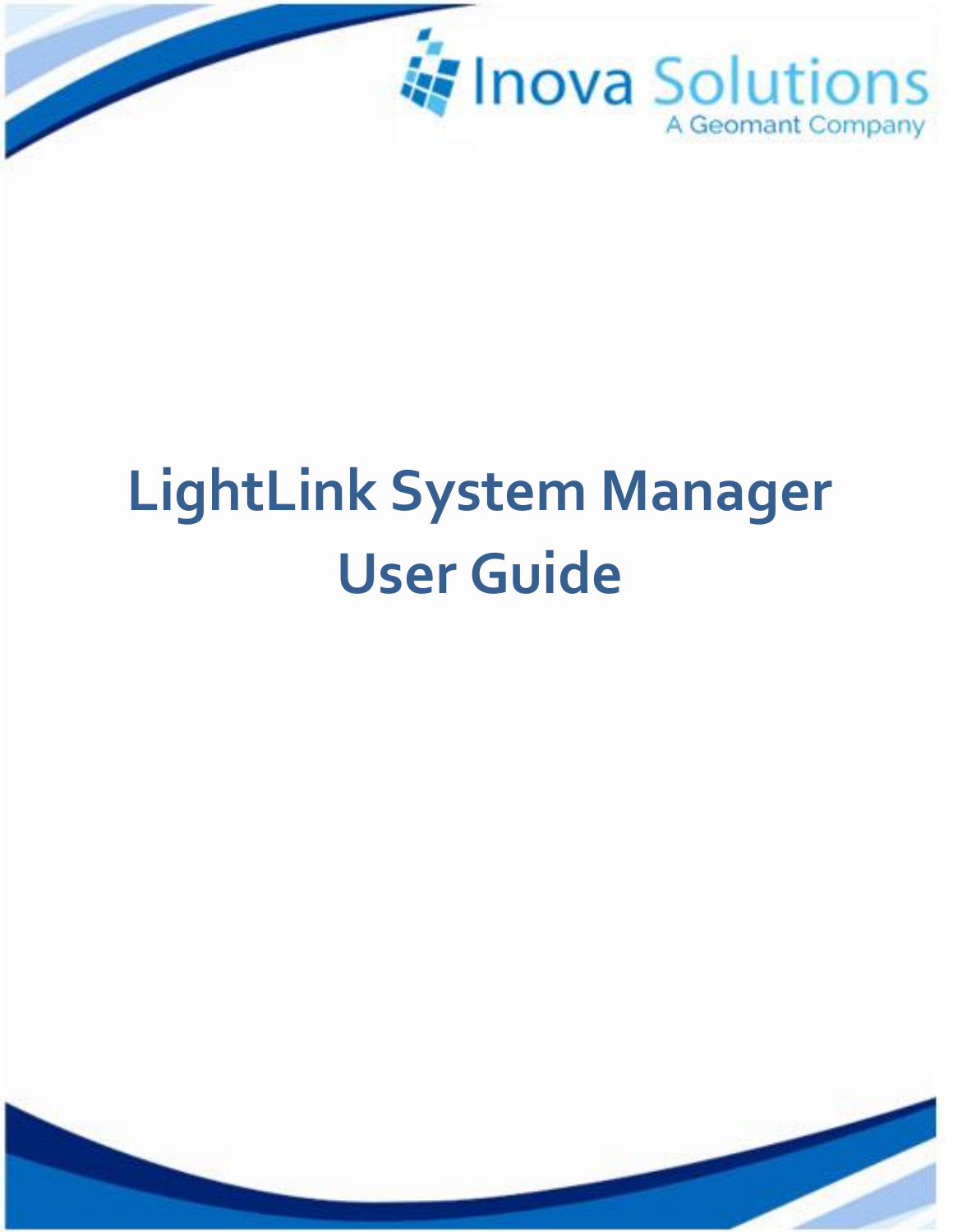Inova Solutions

A Geomant Company

# LightLink System Manager User Guide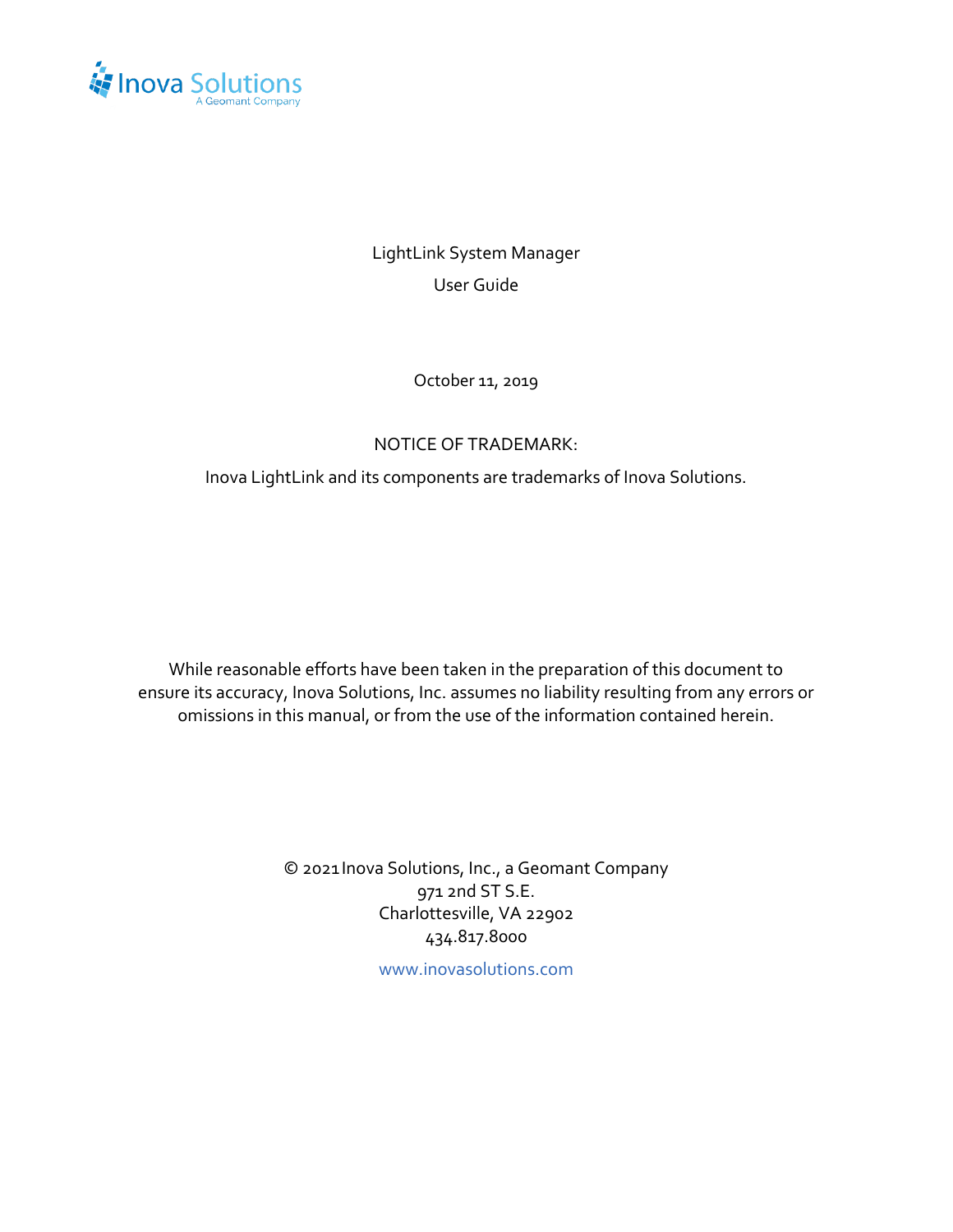Inova Solutions
A Geomant Company

LightLink System Manager

User Guide

October 11, 2019

NOTICE OF TRADEMARK:

Inova LightLink and its components are trademarks of Inova Solutions.

While reasonable efforts have been taken in the preparation of this document to ensure its accuracy, Inova Solutions, Inc. assumes no liability resulting from any errors or omissions in this manual, or from the use of the information contained herein.

© 2021 Inova Solutions, Inc., a Geomant Company
971 2nd ST S.E.
Charlottesville, VA 22902
434.817.8000

www.inovasolutions.com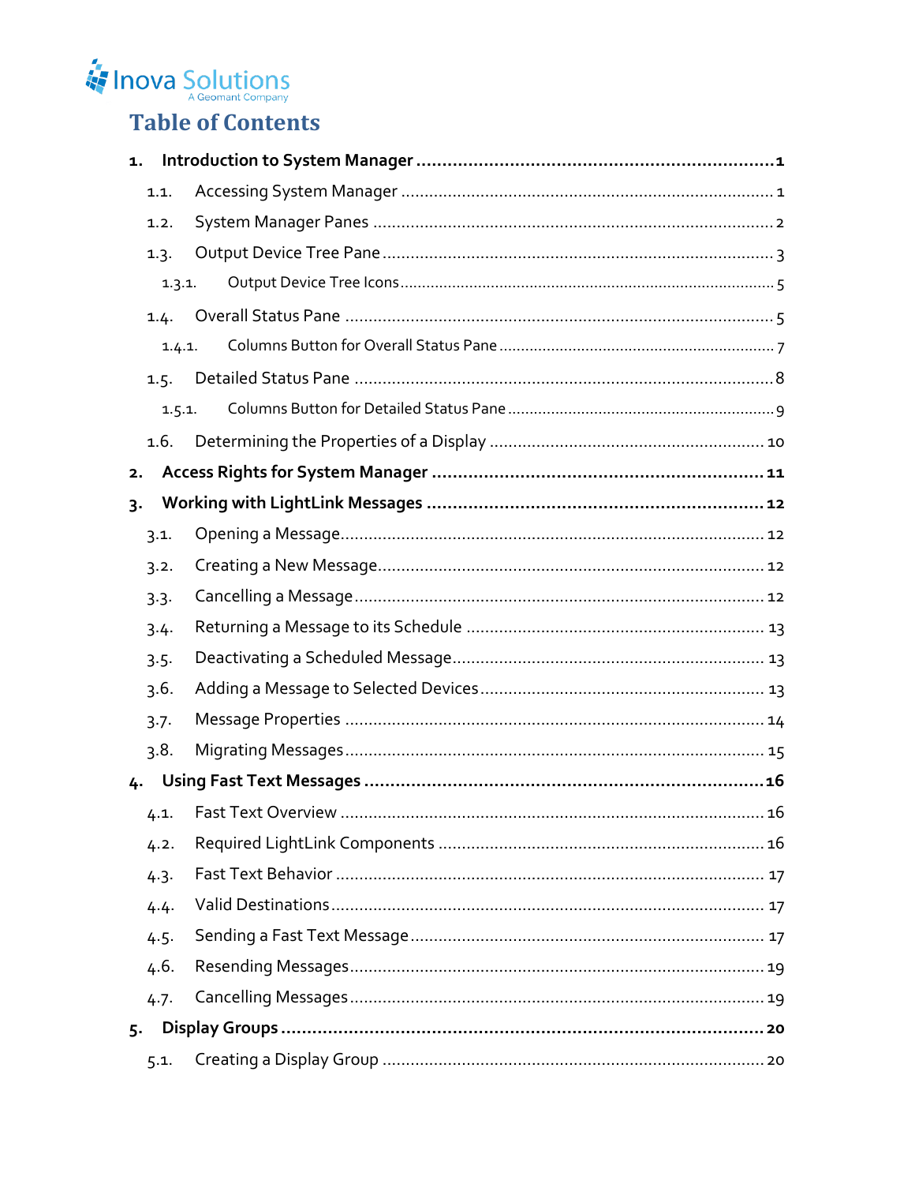# Table of Contents

**1. Introduction to System Manager .......................................................... 1**

1.1. Accessing System Manager .......................................................... 1

1.2. System Manager Panes .......................................................... 2

1.3. Output Device Tree Pane .......................................................... 3

1.3.1. Output Device Tree Icons .......................................................... 5

1.4. Overall Status Pane .......................................................... 5

1.4.1. Columns Button for Overall Status Pane .......................................................... 7

1.5. Detailed Status Pane .......................................................... 8

1.5.1. Columns Button for Detailed Status Pane .......................................................... 9

1.6. Determining the Properties of a Display .......................................................... 10

**2. Access Rights for System Manager .......................................................... 11**

**3. Working with LightLink Messages .......................................................... 12**

3.1. Opening a Message .......................................................... 12

3.2. Creating a New Message .......................................................... 12

3.3. Cancelling a Message .......................................................... 12

3.4. Returning a Message to its Schedule .......................................................... 13

3.5. Deactivating a Scheduled Message .......................................................... 13

3.6. Adding a Message to Selected Devices .......................................................... 13

3.7. Message Properties .......................................................... 14

3.8. Migrating Messages .......................................................... 15

**4. Using Fast Text Messages .......................................................... 16**

4.1. Fast Text Overview .......................................................... 16

4.2. Required LightLink Components .......................................................... 16

4.3. Fast Text Behavior .......................................................... 17

4.4. Valid Destinations .......................................................... 17

4.5. Sending a Fast Text Message .......................................................... 17

4.6. Resending Messages .......................................................... 19

4.7. Cancelling Messages .......................................................... 19

**5. Display Groups .......................................................... 20**

5.1. Creating a Display Group .......................................................... 20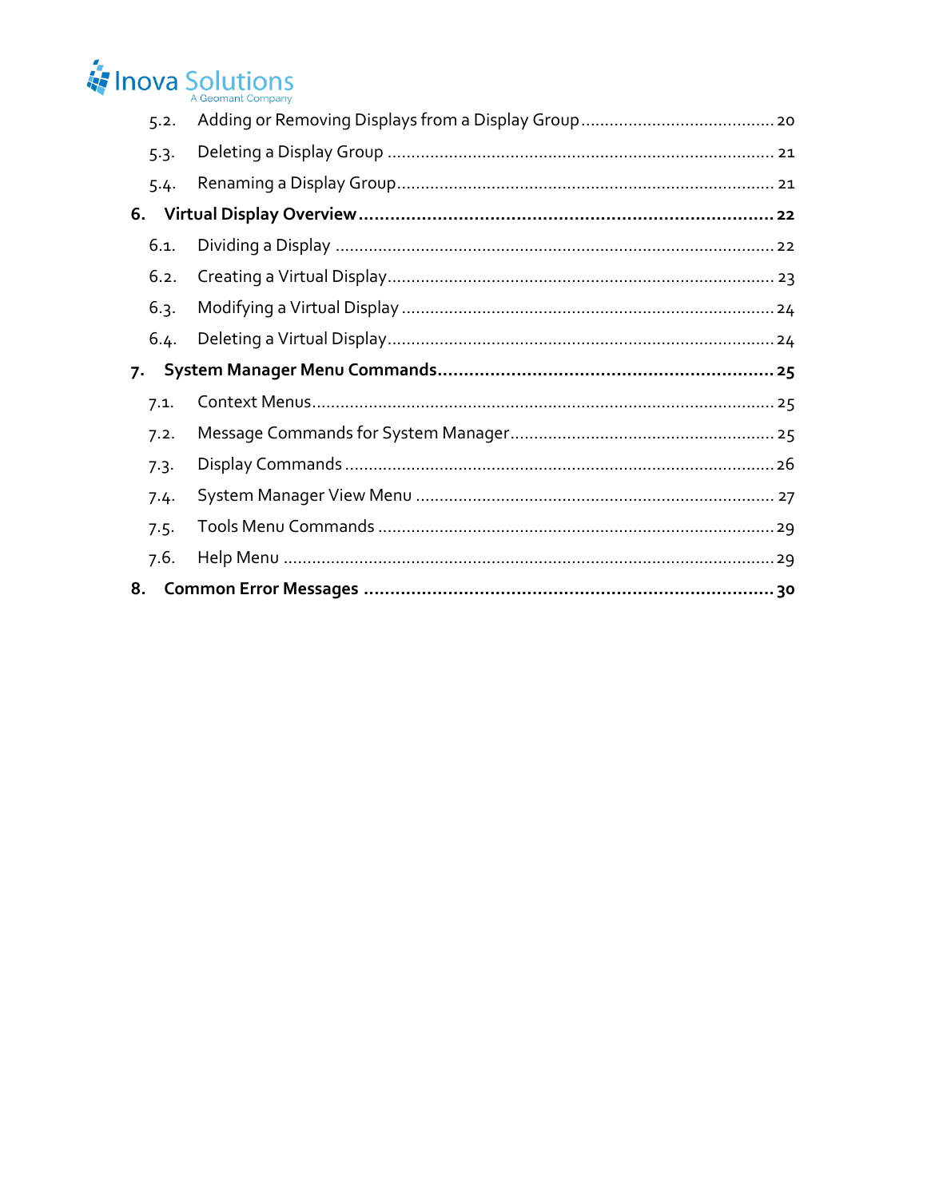5.2. Adding or Removing Displays from a Display Group ........................................ 20

5.3. Deleting a Display Group ................................................................................ 21

5.4. Renaming a Display Group............................................................................. 21

**6. Virtual Display Overview .............................................................................. 22**

6.1. Dividing a Display .......................................................................................... 22

6.2. Creating a Virtual Display................................................................................ 23

6.3. Modifying a Virtual Display ............................................................................. 24

6.4. Deleting a Virtual Display................................................................................ 24

**7. System Manager Menu Commands............................................................... 25**

7.1. Context Menus................................................................................................ 25

7.2. Message Commands for System Manager...................................................... 25

7.3. Display Commands ......................................................................................... 26

7.4. System Manager View Menu .......................................................................... 27

7.5. Tools Menu Commands .................................................................................. 29

7.6. Help Menu ...................................................................................................... 29

**8. Common Error Messages .............................................................................. 30**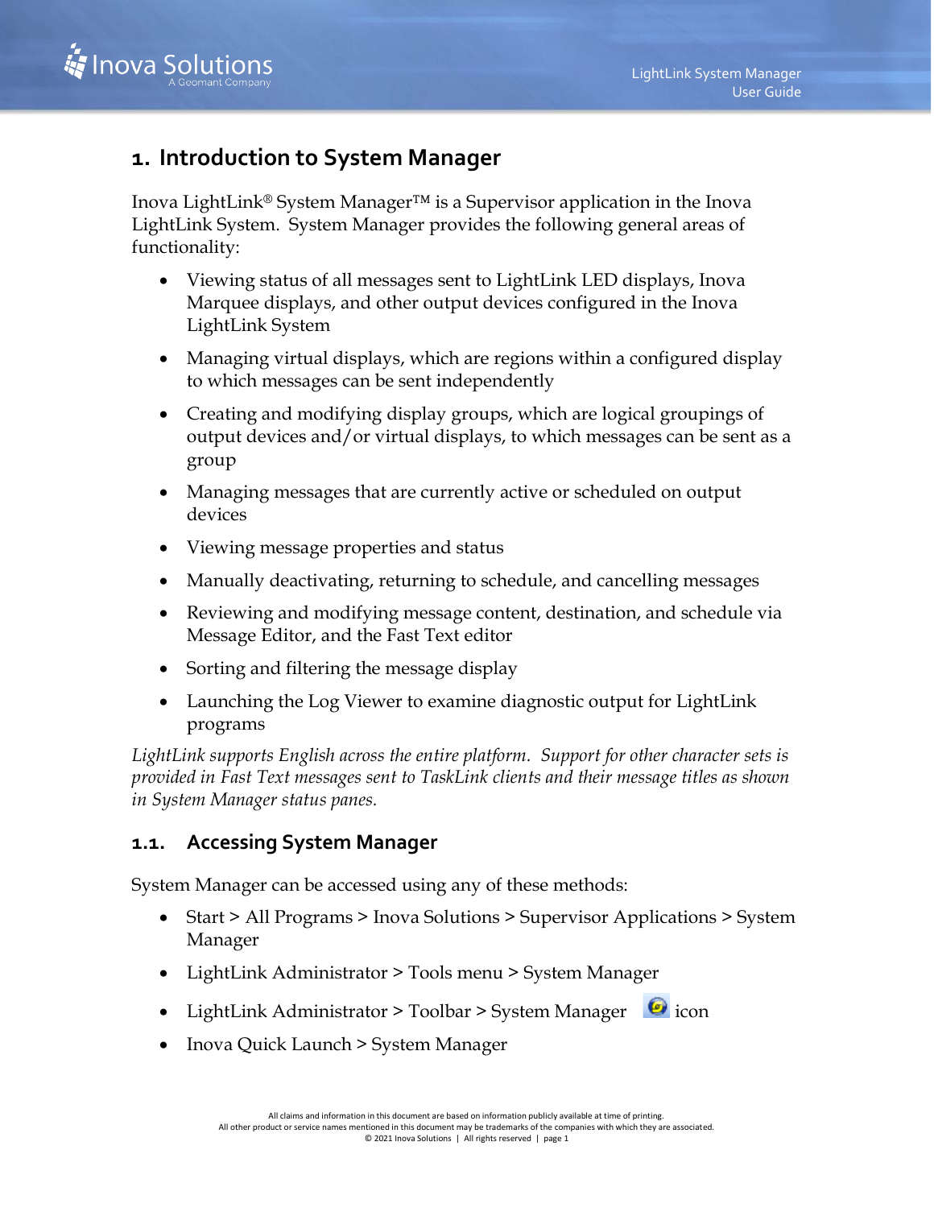# 1. Introduction to System Manager

Inova LightLink® System Manager™ is a Supervisor application in the Inova LightLink System. System Manager provides the following general areas of functionality:

- Viewing status of all messages sent to LightLink LED displays, Inova Marquee displays, and other output devices configured in the Inova LightLink System
- Managing virtual displays, which are regions within a configured display to which messages can be sent independently
- Creating and modifying display groups, which are logical groupings of output devices and/or virtual displays, to which messages can be sent as a group
- Managing messages that are currently active or scheduled on output devices
- Viewing message properties and status
- Manually deactivating, returning to schedule, and cancelling messages
- Reviewing and modifying message content, destination, and schedule via Message Editor, and the Fast Text editor
- Sorting and filtering the message display
- Launching the Log Viewer to examine diagnostic output for LightLink programs

*LightLink supports English across the entire platform. Support for other character sets is provided in Fast Text messages sent to TaskLink clients and their message titles as shown in System Manager status panes.*

## 1.1. Accessing System Manager

System Manager can be accessed using any of these methods:

- Start > All Programs > Inova Solutions > Supervisor Applications > System Manager
- LightLink Administrator > Tools menu > System Manager
- LightLink Administrator > Toolbar > System Manager icon
- Inova Quick Launch > System Manager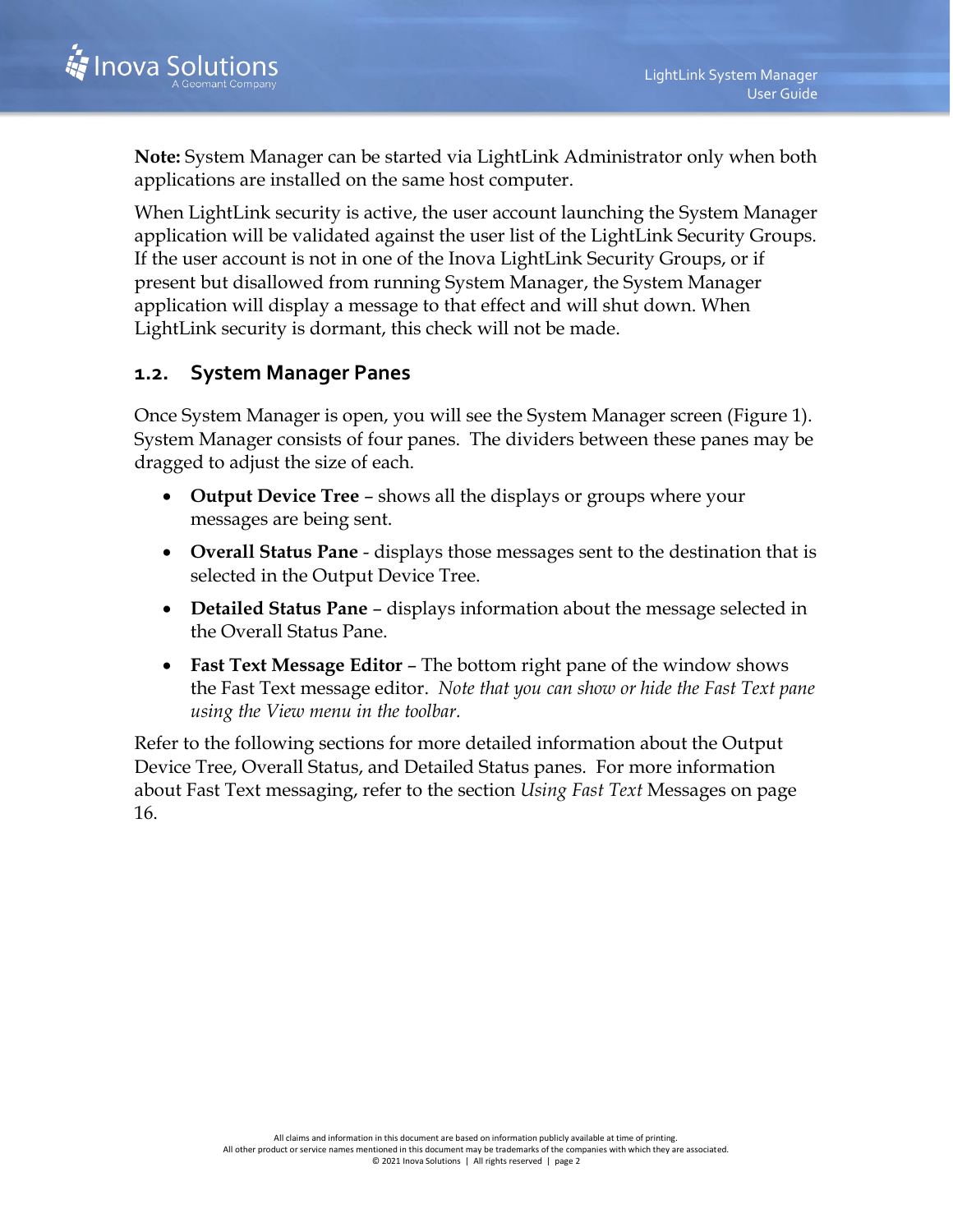**Note:** System Manager can be started via LightLink Administrator only when both applications are installed on the same host computer.

When LightLink security is active, the user account launching the System Manager application will be validated against the user list of the LightLink Security Groups. If the user account is not in one of the Inova LightLink Security Groups, or if present but disallowed from running System Manager, the System Manager application will display a message to that effect and will shut down. When LightLink security is dormant, this check will not be made.

## 1.2. System Manager Panes

Once System Manager is open, you will see the System Manager screen (Figure 1). System Manager consists of four panes. The dividers between these panes may be dragged to adjust the size of each.

- **Output Device Tree** – shows all the displays or groups where your messages are being sent.
- **Overall Status Pane** - displays those messages sent to the destination that is selected in the Output Device Tree.
- **Detailed Status Pane** – displays information about the message selected in the Overall Status Pane.
- **Fast Text Message Editor** – The bottom right pane of the window shows the Fast Text message editor. *Note that you can show or hide the Fast Text pane using the View menu in the toolbar.*

Refer to the following sections for more detailed information about the Output Device Tree, Overall Status, and Detailed Status panes. For more information about Fast Text messaging, refer to the section *Using Fast Text* Messages on page 16.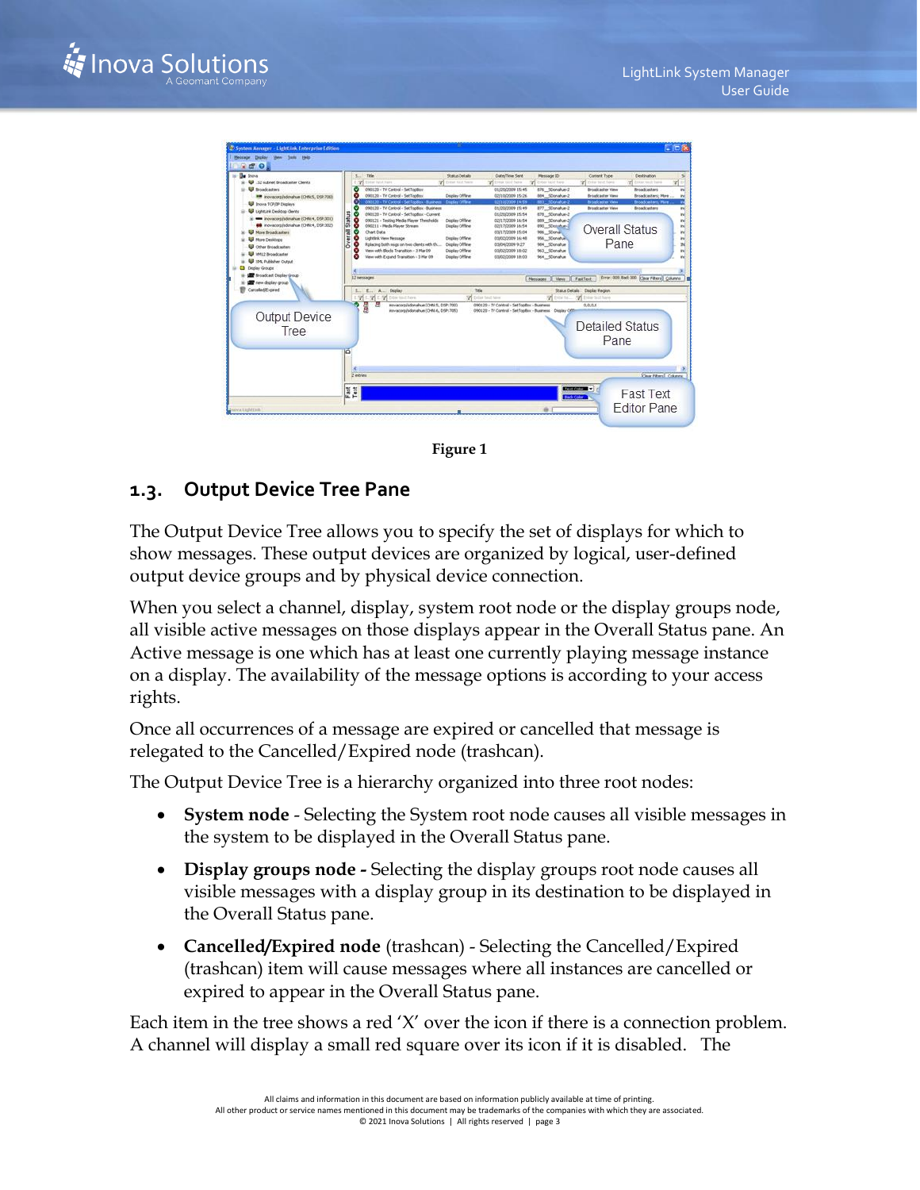**Figure 1**

## 1.3. Output Device Tree Pane

The Output Device Tree allows you to specify the set of displays for which to show messages. These output devices are organized by logical, user-defined output device groups and by physical device connection.

When you select a channel, display, system root node or the display groups node, all visible active messages on those displays appear in the Overall Status pane. An Active message is one which has at least one currently playing message instance on a display. The availability of the message options is according to your access rights.

Once all occurrences of a message are expired or cancelled that message is relegated to the Cancelled/Expired node (trashcan).

The Output Device Tree is a hierarchy organized into three root nodes:

- **System node** - Selecting the System root node causes all visible messages in the system to be displayed in the Overall Status pane.
- **Display groups node -** Selecting the display groups root node causes all visible messages with a display group in its destination to be displayed in the Overall Status pane.
- **Cancelled/Expired node** (trashcan) - Selecting the Cancelled/Expired (trashcan) item will cause messages where all instances are cancelled or expired to appear in the Overall Status pane.

Each item in the tree shows a red 'X' over the icon if there is a connection problem. A channel will display a small red square over its icon if it is disabled. The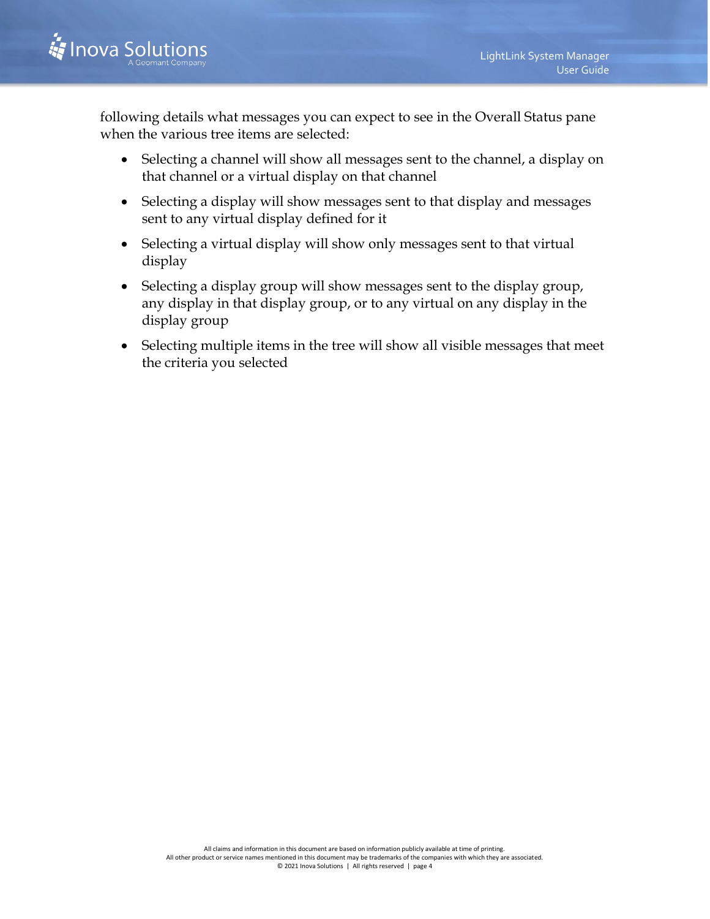following details what messages you can expect to see in the Overall Status pane when the various tree items are selected:

- Selecting a channel will show all messages sent to the channel, a display on that channel or a virtual display on that channel
- Selecting a display will show messages sent to that display and messages sent to any virtual display defined for it
- Selecting a virtual display will show only messages sent to that virtual display
- Selecting a display group will show messages sent to the display group, any display in that display group, or to any virtual on any display in the display group
- Selecting multiple items in the tree will show all visible messages that meet the criteria you selected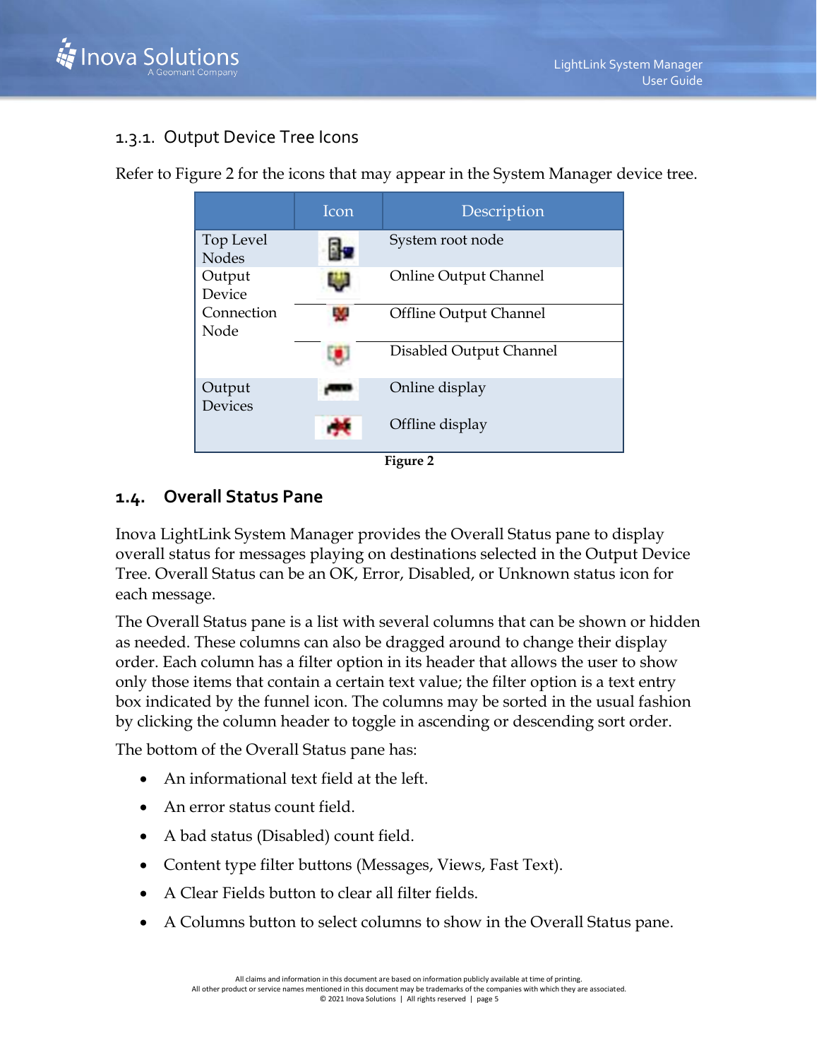### 1.3.1. Output Device Tree Icons

Refer to Figure 2 for the icons that may appear in the System Manager device tree.

| | Icon | Description |
|---|---|---|
| Top Level Nodes | | System root node |
| Output Device Connection Node | | Online Output Channel |
| | | Offline Output Channel |
| | | Disabled Output Channel |
| Output Devices | | Online display |
| | | Offline display |

**Figure 2**

## 1.4. Overall Status Pane

Inova LightLink System Manager provides the Overall Status pane to display overall status for messages playing on destinations selected in the Output Device Tree. Overall Status can be an OK, Error, Disabled, or Unknown status icon for each message.

The Overall Status pane is a list with several columns that can be shown or hidden as needed. These columns can also be dragged around to change their display order. Each column has a filter option in its header that allows the user to show only those items that contain a certain text value; the filter option is a text entry box indicated by the funnel icon. The columns may be sorted in the usual fashion by clicking the column header to toggle in ascending or descending sort order.

The bottom of the Overall Status pane has:

- An informational text field at the left.
- An error status count field.
- A bad status (Disabled) count field.
- Content type filter buttons (Messages, Views, Fast Text).
- A Clear Fields button to clear all filter fields.
- A Columns button to select columns to show in the Overall Status pane.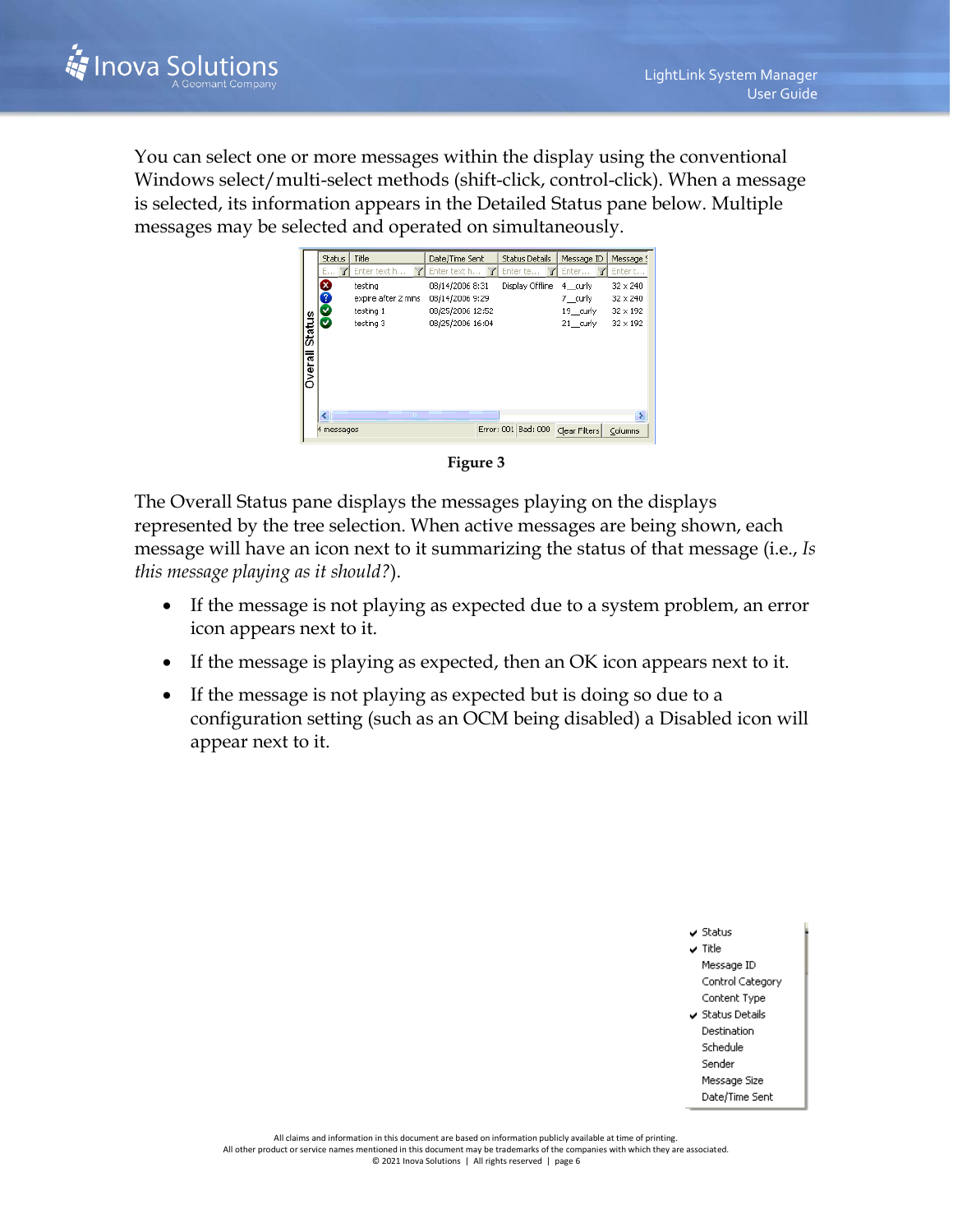You can select one or more messages within the display using the conventional Windows select/multi-select methods (shift-click, control-click). When a message is selected, its information appears in the Detailed Status pane below. Multiple messages may be selected and operated on simultaneously.

**Figure 3**

The Overall Status pane displays the messages playing on the displays represented by the tree selection. When active messages are being shown, each message will have an icon next to it summarizing the status of that message (i.e., *Is this message playing as it should?*).

- If the message is not playing as expected due to a system problem, an error icon appears next to it.
- If the message is playing as expected, then an OK icon appears next to it.
- If the message is not playing as expected but is doing so due to a configuration setting (such as an OCM being disabled) a Disabled icon will appear next to it.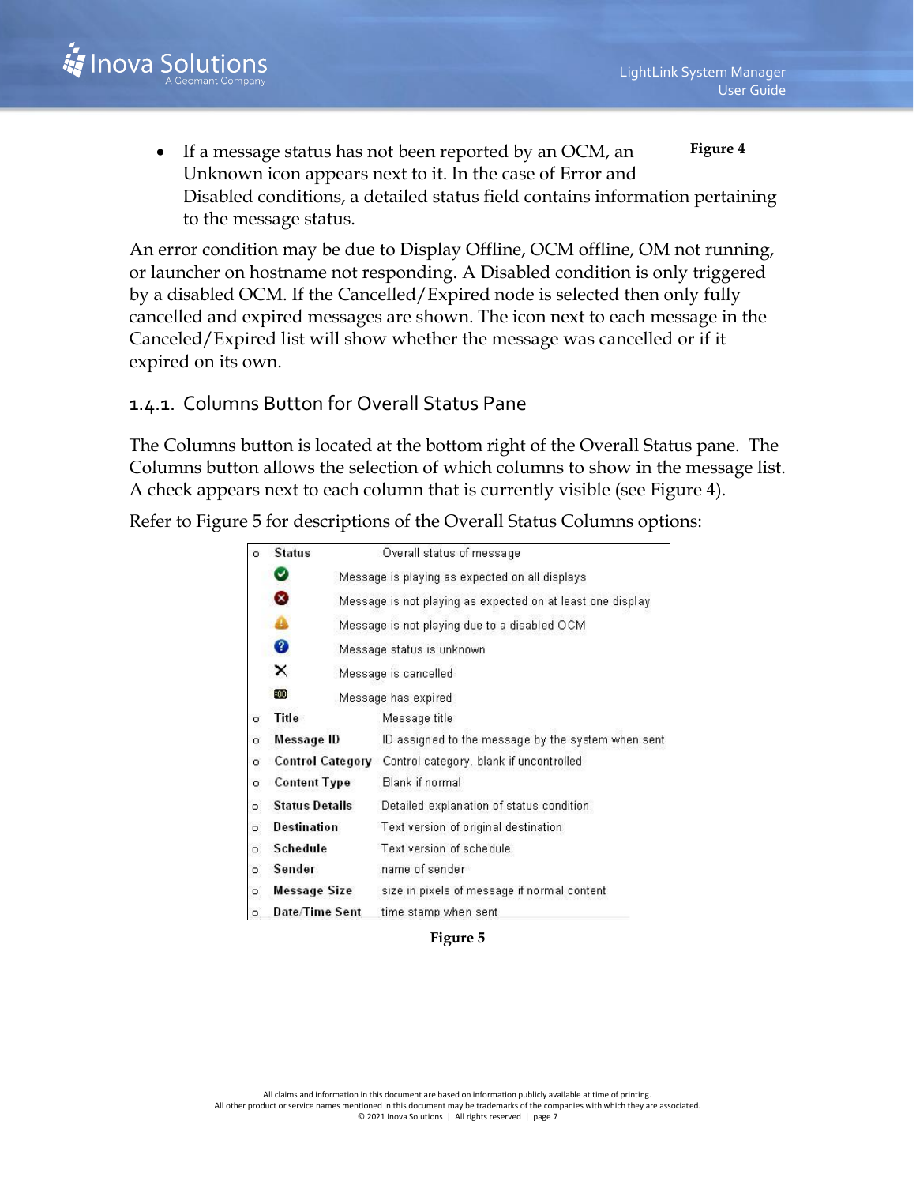- If a message status has not been reported by an OCM, an Unknown icon appears next to it. In the case of Error and Disabled conditions, a detailed status field contains information pertaining to the message status.

**Figure 4**

An error condition may be due to Display Offline, OCM offline, OM not running, or launcher on hostname not responding. A Disabled condition is only triggered by a disabled OCM. If the Cancelled/Expired node is selected then only fully cancelled and expired messages are shown. The icon next to each message in the Canceled/Expired list will show whether the message was cancelled or if it expired on its own.

## 1.4.1. Columns Button for Overall Status Pane

The Columns button is located at the bottom right of the Overall Status pane. The Columns button allows the selection of which columns to show in the message list. A check appears next to each column that is currently visible (see Figure 4).

Refer to Figure 5 for descriptions of the Overall Status Columns options:

| | Column | Description |
|---|---|---|
| o | **Status** | Overall status of message |
| | ✔ (green check) | Message is playing as expected on all displays |
| | ✖ (red X) | Message is not playing as expected on at least one display |
| | ⚠ (warning) | Message is not playing due to a disabled OCM |
| | ? (question mark) | Message status is unknown |
| | ✕ | Message is cancelled |
| | :00 | Message has expired |
| o | **Title** | Message title |
| o | **Message ID** | ID assigned to the message by the system when sent |
| o | **Control Category** | Control category. blank if uncontrolled |
| o | **Content Type** | Blank if normal |
| o | **Status Details** | Detailed explanation of status condition |
| o | **Destination** | Text version of original destination |
| o | **Schedule** | Text version of schedule |
| o | **Sender** | name of sender |
| o | **Message Size** | size in pixels of message if normal content |
| o | **Date/Time Sent** | time stamp when sent |

**Figure 5**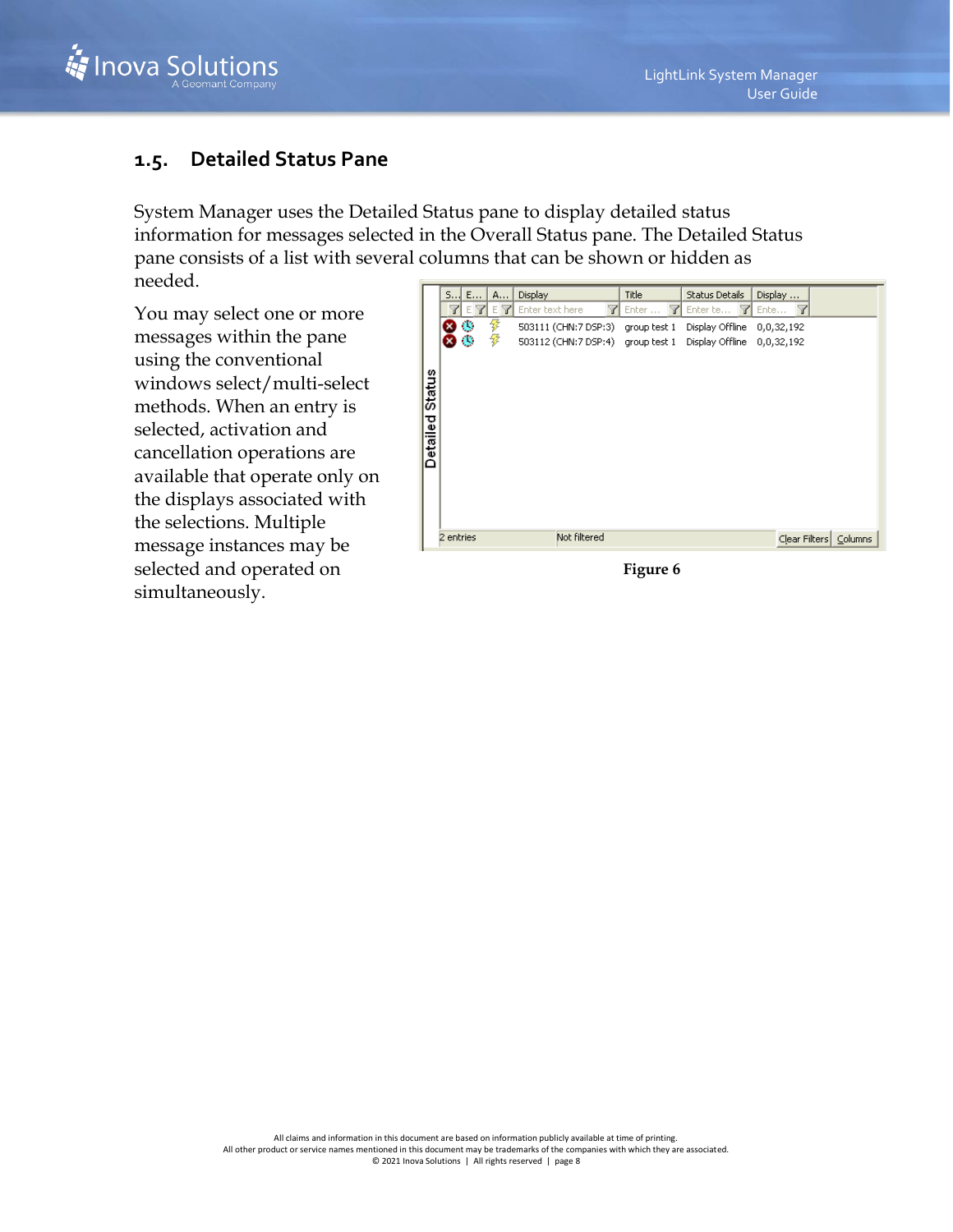## 1.5. Detailed Status Pane

System Manager uses the Detailed Status pane to display detailed status information for messages selected in the Overall Status pane. The Detailed Status pane consists of a list with several columns that can be shown or hidden as needed.

You may select one or more messages within the pane using the conventional windows select/multi-select methods. When an entry is selected, activation and cancellation operations are available that operate only on the displays associated with the selections. Multiple message instances may be selected and operated on simultaneously.

Figure 6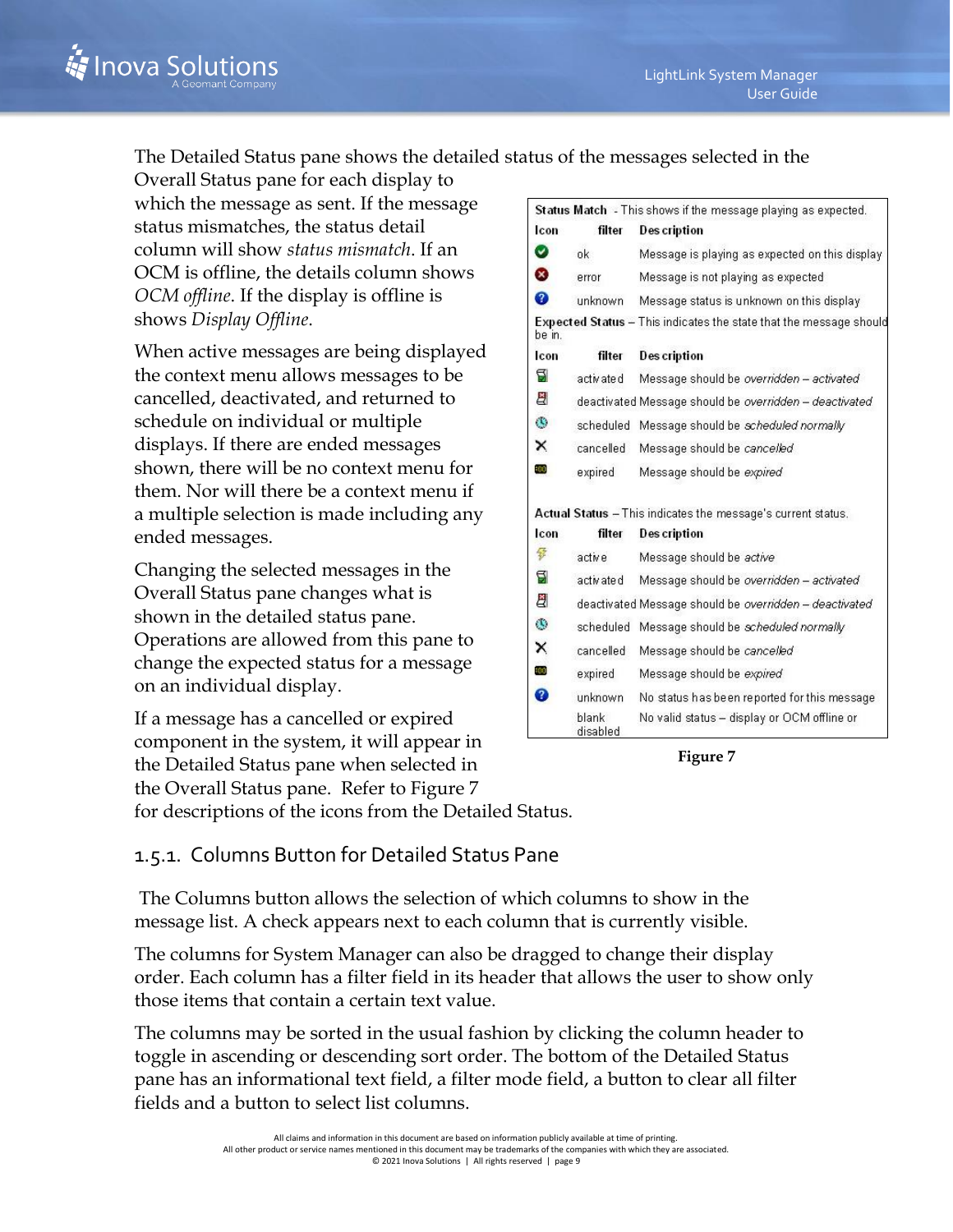The Detailed Status pane shows the detailed status of the messages selected in the Overall Status pane for each display to which the message as sent. If the message status mismatches, the status detail column will show *status mismatch*. If an OCM is offline, the details column shows *OCM offline*. If the display is offline is shows *Display Offline*.

When active messages are being displayed the context menu allows messages to be cancelled, deactivated, and returned to schedule on individual or multiple displays. If there are ended messages shown, there will be no context menu for them. Nor will there be a context menu if a multiple selection is made including any ended messages.

Changing the selected messages in the Overall Status pane changes what is shown in the detailed status pane. Operations are allowed from this pane to change the expected status for a message on an individual display.

If a message has a cancelled or expired component in the system, it will appear in the Detailed Status pane when selected in the Overall Status pane. Refer to Figure 7 for descriptions of the icons from the Detailed Status.

**Status Match** - This shows if the message playing as expected.

| Icon | filter | Description |
|---|---|---|
| | ok | Message is playing as expected on this display |
| | error | Message is not playing as expected |
| | unknown | Message status is unknown on this display |

**Expected Status** – This indicates the state that the message should be in.

| Icon | filter | Description |
|---|---|---|
| | activated | Message should be *overridden – activated* |
| | deactivated | Message should be *overridden – deactivated* |
| | scheduled | Message should be *scheduled normally* |
| | cancelled | Message should be *cancelled* |
| | expired | Message should be *expired* |

**Actual Status** – This indicates the message's current status.

| Icon | filter | Description |
|---|---|---|
| | active | Message should be *active* |
| | activated | Message should be *overridden – activated* |
| | deactivated | Message should be *overridden – deactivated* |
| | scheduled | Message should be *scheduled normally* |
| | cancelled | Message should be *cancelled* |
| | expired | Message should be *expired* |
| | unknown | No status has been reported for this message |
| | blank disabled | No valid status – display or OCM offline or |

**Figure 7**

## 1.5.1. Columns Button for Detailed Status Pane

The Columns button allows the selection of which columns to show in the message list. A check appears next to each column that is currently visible.

The columns for System Manager can also be dragged to change their display order. Each column has a filter field in its header that allows the user to show only those items that contain a certain text value.

The columns may be sorted in the usual fashion by clicking the column header to toggle in ascending or descending sort order. The bottom of the Detailed Status pane has an informational text field, a filter mode field, a button to clear all filter fields and a button to select list columns.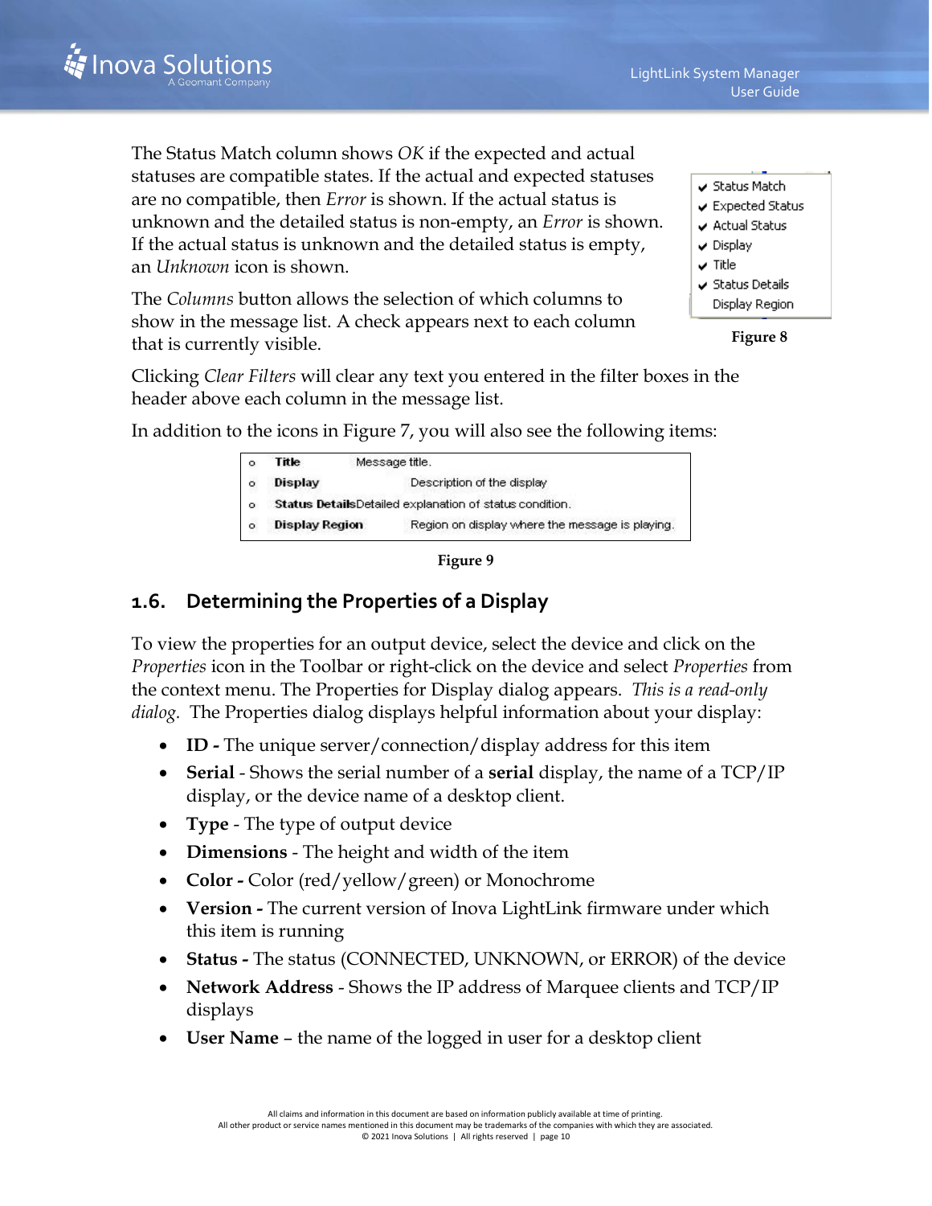The Status Match column shows *OK* if the expected and actual statuses are compatible states. If the actual and expected statuses are no compatible, then *Error* is shown. If the actual status is unknown and the detailed status is non-empty, an *Error* is shown. If the actual status is unknown and the detailed status is empty, an *Unknown* icon is shown.

The *Columns* button allows the selection of which columns to show in the message list. A check appears next to each column that is currently visible.

- ✔ Status Match
- ✔ Expected Status
- ✔ Actual Status
- ✔ Display
- ✔ Title
- ✔ Status Details
- Display Region

**Figure 8**

Clicking *Clear Filters* will clear any text you entered in the filter boxes in the header above each column in the message list.

In addition to the icons in Figure 7, you will also see the following items:

| | | |
|---|---|---|
| o | **Title** | Message title. |
| o | **Display** | Description of the display |
| o | **Status Details** | Detailed explanation of status condition. |
| o | **Display Region** | Region on display where the message is playing. |

**Figure 9**

## 1.6. Determining the Properties of a Display

To view the properties for an output device, select the device and click on the *Properties* icon in the Toolbar or right-click on the device and select *Properties* from the context menu. The Properties for Display dialog appears. *This is a read-only dialog.* The Properties dialog displays helpful information about your display:

- **ID -** The unique server/connection/display address for this item
- **Serial** - Shows the serial number of a **serial** display, the name of a TCP/IP display, or the device name of a desktop client.
- **Type** - The type of output device
- **Dimensions** - The height and width of the item
- **Color -** Color (red/yellow/green) or Monochrome
- **Version -** The current version of Inova LightLink firmware under which this item is running
- **Status -** The status (CONNECTED, UNKNOWN, or ERROR) of the device
- **Network Address** - Shows the IP address of Marquee clients and TCP/IP displays
- **User Name** – the name of the logged in user for a desktop client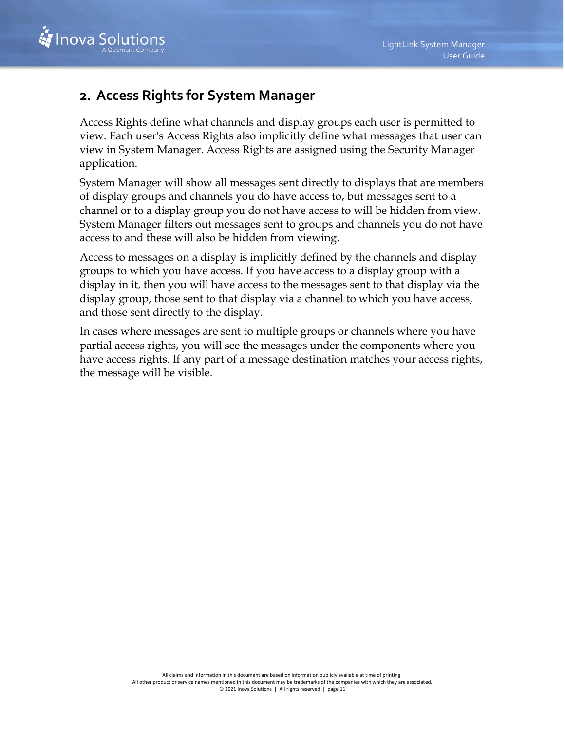## 2. Access Rights for System Manager

Access Rights define what channels and display groups each user is permitted to view. Each user's Access Rights also implicitly define what messages that user can view in System Manager. Access Rights are assigned using the Security Manager application.

System Manager will show all messages sent directly to displays that are members of display groups and channels you do have access to, but messages sent to a channel or to a display group you do not have access to will be hidden from view. System Manager filters out messages sent to groups and channels you do not have access to and these will also be hidden from viewing.

Access to messages on a display is implicitly defined by the channels and display groups to which you have access. If you have access to a display group with a display in it, then you will have access to the messages sent to that display via the display group, those sent to that display via a channel to which you have access, and those sent directly to the display.

In cases where messages are sent to multiple groups or channels where you have partial access rights, you will see the messages under the components where you have access rights. If any part of a message destination matches your access rights, the message will be visible.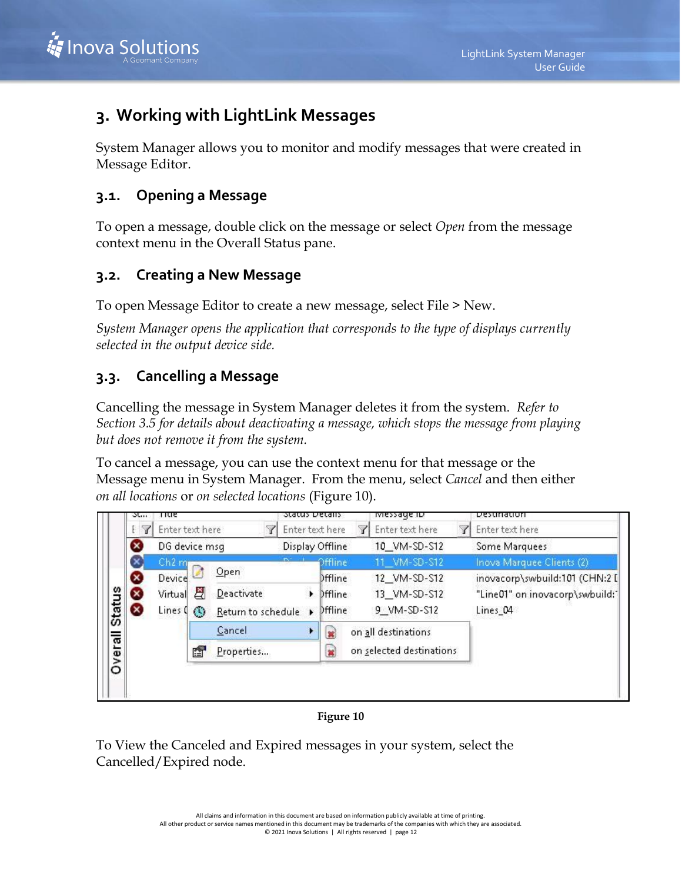# 3. Working with LightLink Messages

System Manager allows you to monitor and modify messages that were created in Message Editor.

## 3.1. Opening a Message

To open a message, double click on the message or select *Open* from the message context menu in the Overall Status pane.

## 3.2. Creating a New Message

To open Message Editor to create a new message, select File > New.

*System Manager opens the application that corresponds to the type of displays currently selected in the output device side.*

## 3.3. Cancelling a Message

Cancelling the message in System Manager deletes it from the system. *Refer to Section 3.5 for details about deactivating a message, which stops the message from playing but does not remove it from the system.*

To cancel a message, you can use the context menu for that message or the Message menu in System Manager. From the menu, select *Cancel* and then either *on all locations* or *on selected locations* (Figure 10).

**Figure 10**

To View the Canceled and Expired messages in your system, select the Cancelled/Expired node.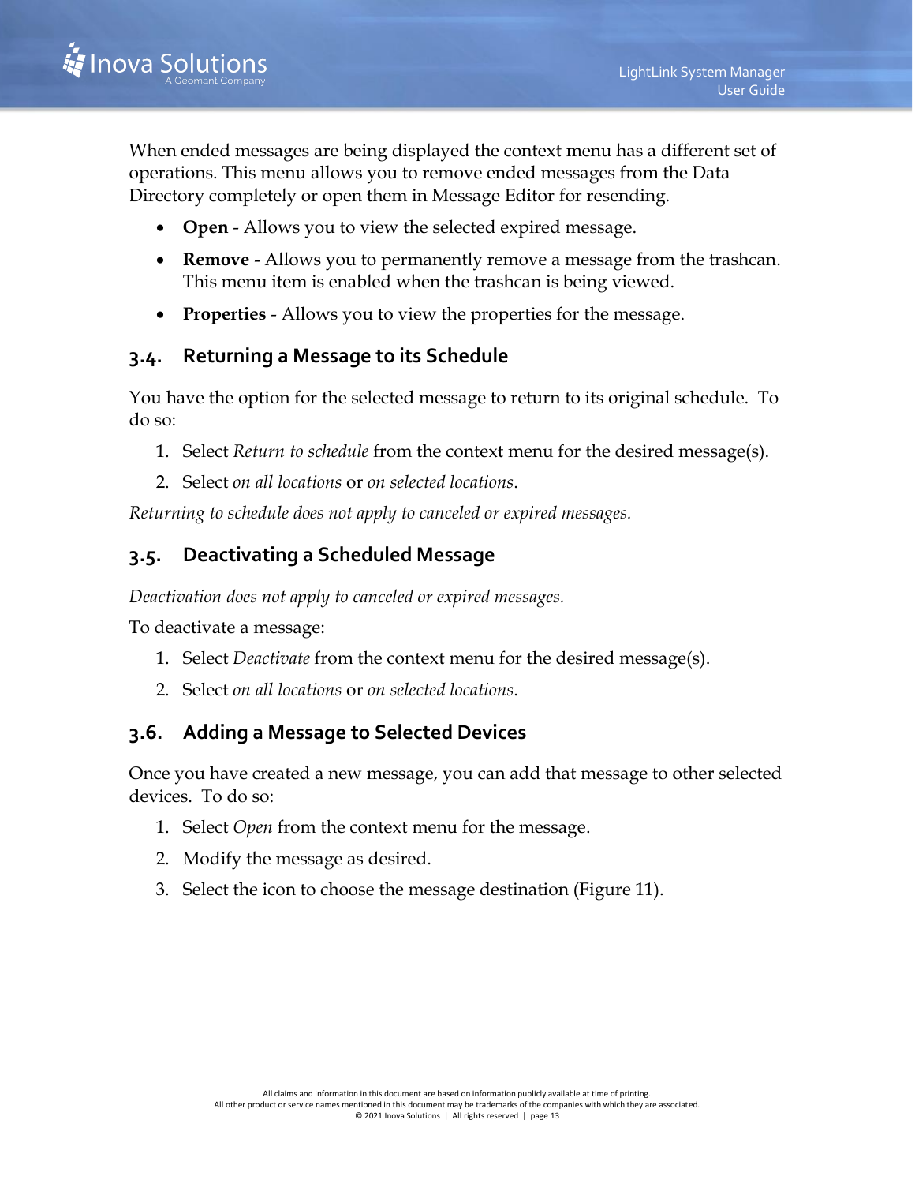When ended messages are being displayed the context menu has a different set of operations. This menu allows you to remove ended messages from the Data Directory completely or open them in Message Editor for resending.

- **Open** - Allows you to view the selected expired message.
- **Remove** - Allows you to permanently remove a message from the trashcan. This menu item is enabled when the trashcan is being viewed.
- **Properties** - Allows you to view the properties for the message.

## 3.4. Returning a Message to its Schedule

You have the option for the selected message to return to its original schedule.  To do so:

1. Select *Return to schedule* from the context menu for the desired message(s).
2. Select *on all locations* or *on selected locations*.

*Returning to schedule does not apply to canceled or expired messages.*

## 3.5. Deactivating a Scheduled Message

*Deactivation does not apply to canceled or expired messages.*

To deactivate a message:

1. Select *Deactivate* from the context menu for the desired message(s).
2. Select *on all locations* or *on selected locations*.

## 3.6. Adding a Message to Selected Devices

Once you have created a new message, you can add that message to other selected devices.  To do so:

1. Select *Open* from the context menu for the message.
2. Modify the message as desired.
3. Select the icon to choose the message destination (Figure 11).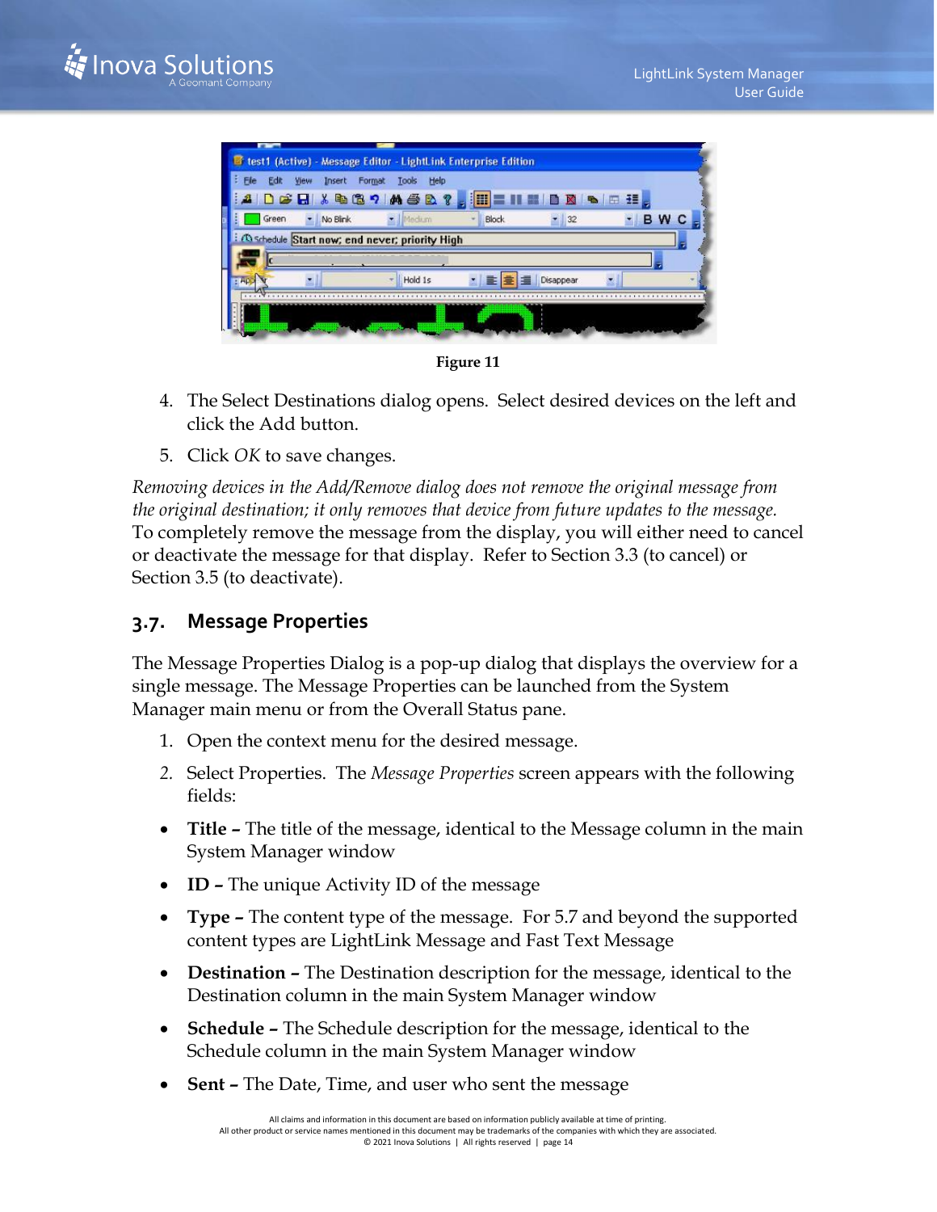Figure 11

4. The Select Destinations dialog opens. Select desired devices on the left and click the Add button.
5. Click *OK* to save changes.

*Removing devices in the Add/Remove dialog does not remove the original message from the original destination; it only removes that device from future updates to the message.* To completely remove the message from the display, you will either need to cancel or deactivate the message for that display. Refer to Section 3.3 (to cancel) or Section 3.5 (to deactivate).

## 3.7. Message Properties

The Message Properties Dialog is a pop-up dialog that displays the overview for a single message. The Message Properties can be launched from the System Manager main menu or from the Overall Status pane.

1. Open the context menu for the desired message.
2. Select Properties. The *Message Properties* screen appears with the following fields:

- **Title –** The title of the message, identical to the Message column in the main System Manager window
- **ID –** The unique Activity ID of the message
- **Type –** The content type of the message. For 5.7 and beyond the supported content types are LightLink Message and Fast Text Message
- **Destination –** The Destination description for the message, identical to the Destination column in the main System Manager window
- **Schedule –** The Schedule description for the message, identical to the Schedule column in the main System Manager window
- **Sent –** The Date, Time, and user who sent the message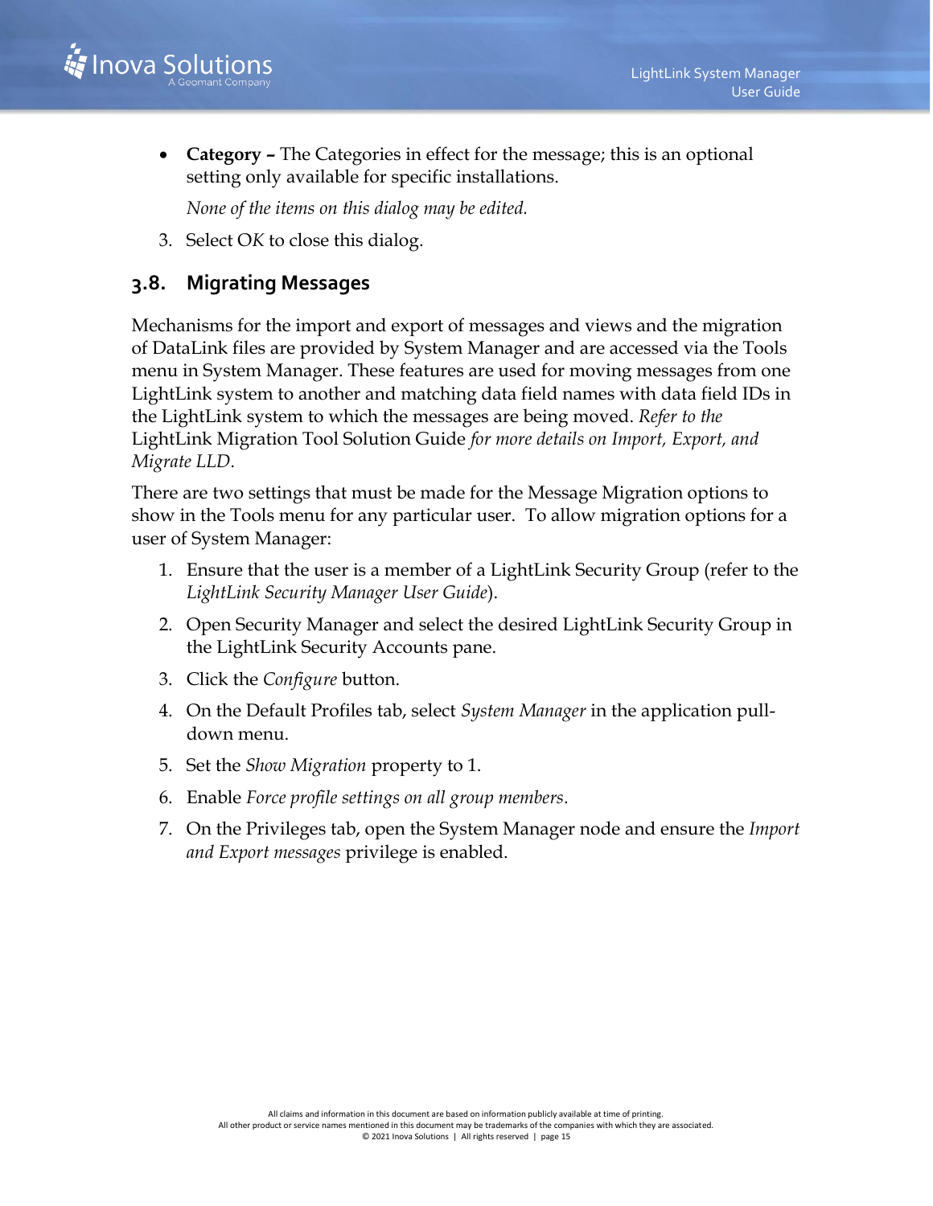- **Category –** The Categories in effect for the message; this is an optional setting only available for specific installations.

  *None of the items on this dialog may be edited.*

3. Select *OK* to close this dialog.

## 3.8. Migrating Messages

Mechanisms for the import and export of messages and views and the migration of DataLink files are provided by System Manager and are accessed via the Tools menu in System Manager. These features are used for moving messages from one LightLink system to another and matching data field names with data field IDs in the LightLink system to which the messages are being moved. *Refer to the* LightLink Migration Tool Solution Guide *for more details on Import, Export, and Migrate LLD.*

There are two settings that must be made for the Message Migration options to show in the Tools menu for any particular user. To allow migration options for a user of System Manager:

1. Ensure that the user is a member of a LightLink Security Group (refer to the *LightLink Security Manager User Guide*).
2. Open Security Manager and select the desired LightLink Security Group in the LightLink Security Accounts pane.
3. Click the *Configure* button.
4. On the Default Profiles tab, select *System Manager* in the application pull-down menu.
5. Set the *Show Migration* property to 1.
6. Enable *Force profile settings on all group members*.
7. On the Privileges tab, open the System Manager node and ensure the *Import and Export messages* privilege is enabled.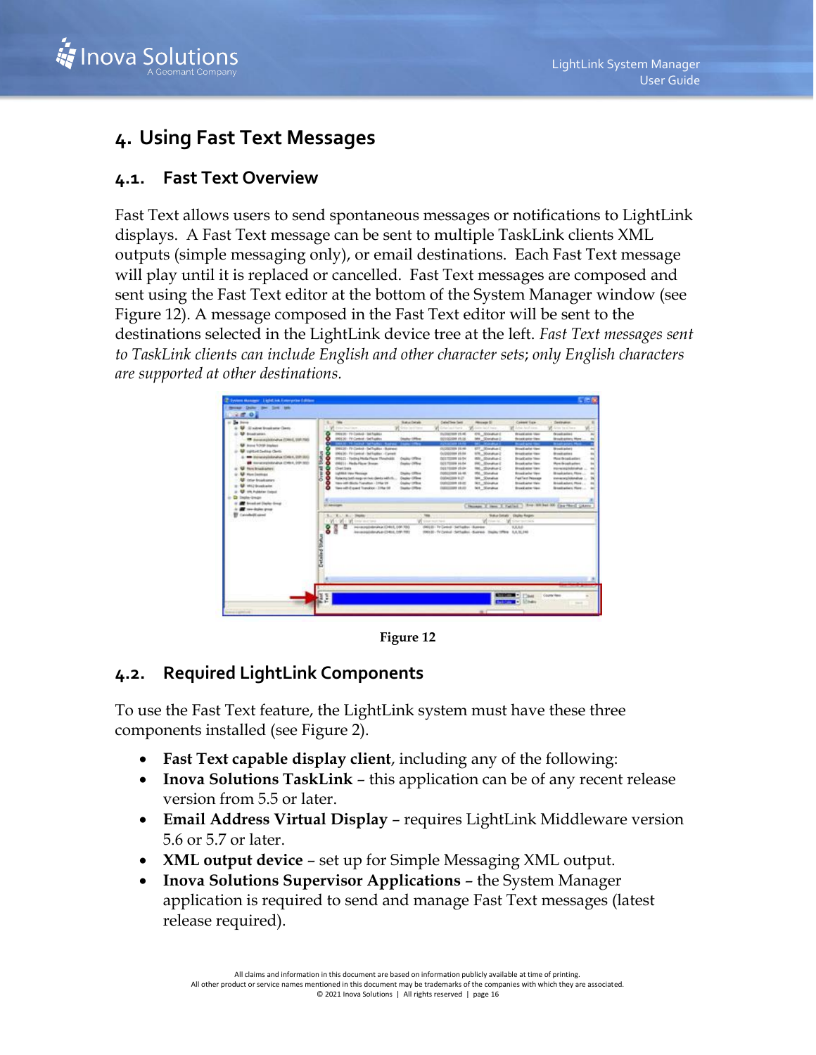# 4. Using Fast Text Messages

## 4.1. Fast Text Overview

Fast Text allows users to send spontaneous messages or notifications to LightLink displays. A Fast Text message can be sent to multiple TaskLink clients XML outputs (simple messaging only), or email destinations. Each Fast Text message will play until it is replaced or cancelled. Fast Text messages are composed and sent using the Fast Text editor at the bottom of the System Manager window (see Figure 12). A message composed in the Fast Text editor will be sent to the destinations selected in the LightLink device tree at the left. *Fast Text messages sent to TaskLink clients can include English and other character sets; only English characters are supported at other destinations.*

Figure 12

## 4.2. Required LightLink Components

To use the Fast Text feature, the LightLink system must have these three components installed (see Figure 2).

- **Fast Text capable display client**, including any of the following:
- **Inova Solutions TaskLink** – this application can be of any recent release version from 5.5 or later.
- **Email Address Virtual Display** – requires LightLink Middleware version 5.6 or 5.7 or later.
- **XML output device** – set up for Simple Messaging XML output.
- **Inova Solutions Supervisor Applications** – the System Manager application is required to send and manage Fast Text messages (latest release required).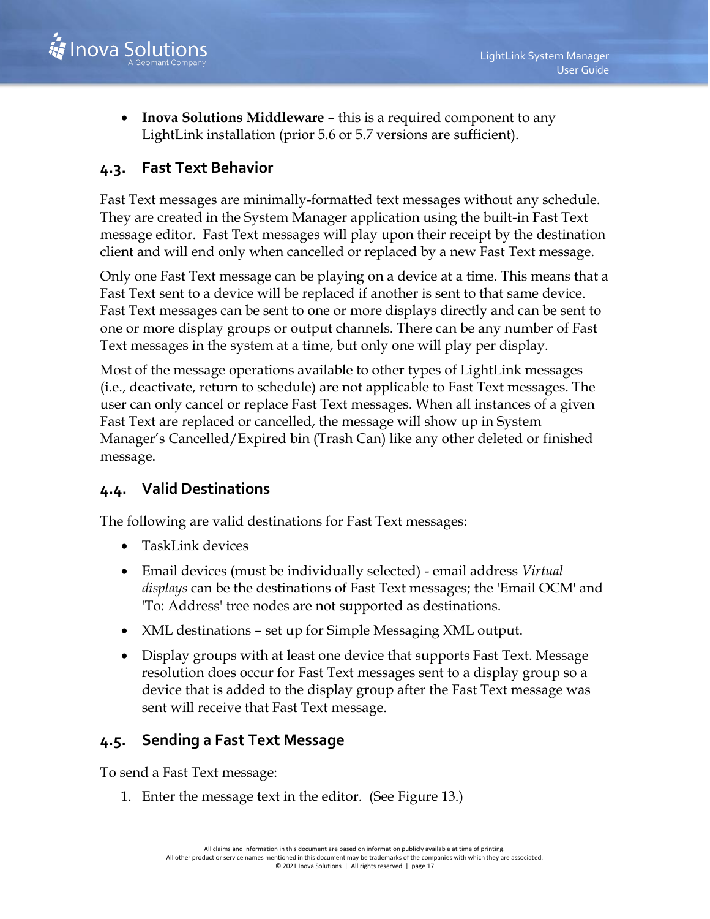- **Inova Solutions Middleware** – this is a required component to any LightLink installation (prior 5.6 or 5.7 versions are sufficient).

## 4.3. Fast Text Behavior

Fast Text messages are minimally-formatted text messages without any schedule. They are created in the System Manager application using the built-in Fast Text message editor. Fast Text messages will play upon their receipt by the destination client and will end only when cancelled or replaced by a new Fast Text message.

Only one Fast Text message can be playing on a device at a time. This means that a Fast Text sent to a device will be replaced if another is sent to that same device. Fast Text messages can be sent to one or more displays directly and can be sent to one or more display groups or output channels. There can be any number of Fast Text messages in the system at a time, but only one will play per display.

Most of the message operations available to other types of LightLink messages (i.e., deactivate, return to schedule) are not applicable to Fast Text messages. The user can only cancel or replace Fast Text messages. When all instances of a given Fast Text are replaced or cancelled, the message will show up in System Manager's Cancelled/Expired bin (Trash Can) like any other deleted or finished message.

## 4.4. Valid Destinations

The following are valid destinations for Fast Text messages:

- TaskLink devices
- Email devices (must be individually selected) - email address *Virtual displays* can be the destinations of Fast Text messages; the 'Email OCM' and 'To: Address' tree nodes are not supported as destinations.
- XML destinations – set up for Simple Messaging XML output.
- Display groups with at least one device that supports Fast Text. Message resolution does occur for Fast Text messages sent to a display group so a device that is added to the display group after the Fast Text message was sent will receive that Fast Text message.

## 4.5. Sending a Fast Text Message

To send a Fast Text message:

1. Enter the message text in the editor. (See Figure 13.)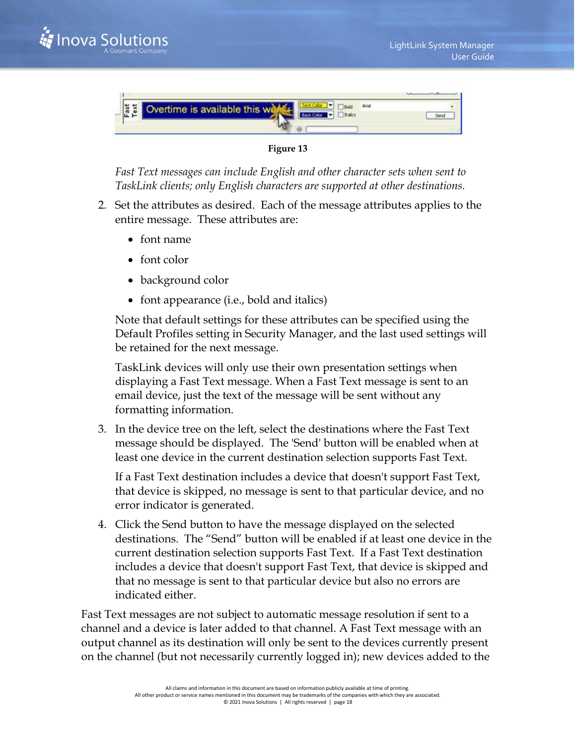**Figure 13**

*Fast Text messages can include English and other character sets when sent to TaskLink clients; only English characters are supported at other destinations.*

2. Set the attributes as desired. Each of the message attributes applies to the entire message. These attributes are:

   - font name
   - font color
   - background color
   - font appearance (i.e., bold and italics)

   Note that default settings for these attributes can be specified using the Default Profiles setting in Security Manager, and the last used settings will be retained for the next message.

   TaskLink devices will only use their own presentation settings when displaying a Fast Text message. When a Fast Text message is sent to an email device, just the text of the message will be sent without any formatting information.

3. In the device tree on the left, select the destinations where the Fast Text message should be displayed. The 'Send' button will be enabled when at least one device in the current destination selection supports Fast Text.

   If a Fast Text destination includes a device that doesn't support Fast Text, that device is skipped, no message is sent to that particular device, and no error indicator is generated.

4. Click the Send button to have the message displayed on the selected destinations. The "Send" button will be enabled if at least one device in the current destination selection supports Fast Text. If a Fast Text destination includes a device that doesn't support Fast Text, that device is skipped and that no message is sent to that particular device but also no errors are indicated either.

Fast Text messages are not subject to automatic message resolution if sent to a channel and a device is later added to that channel. A Fast Text message with an output channel as its destination will only be sent to the devices currently present on the channel (but not necessarily currently logged in); new devices added to the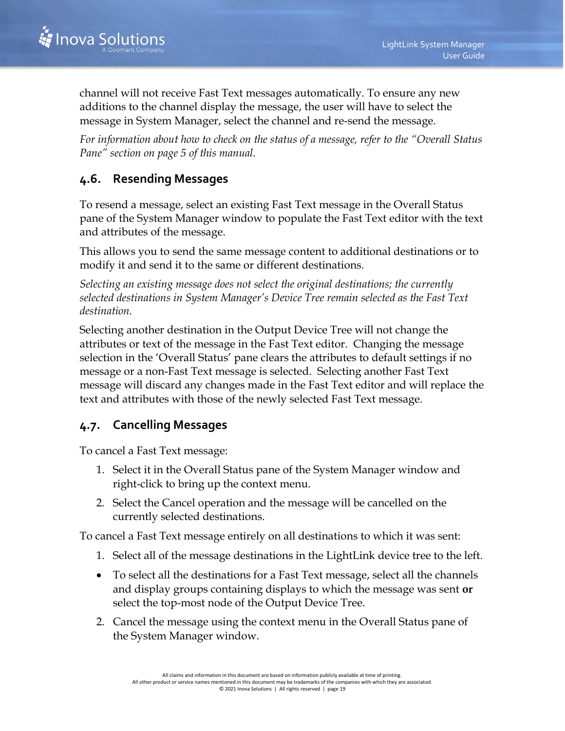channel will not receive Fast Text messages automatically. To ensure any new additions to the channel display the message, the user will have to select the message in System Manager, select the channel and re-send the message.

*For information about how to check on the status of a message, refer to the "Overall Status Pane" section on page 5 of this manual.*

## 4.6. Resending Messages

To resend a message, select an existing Fast Text message in the Overall Status pane of the System Manager window to populate the Fast Text editor with the text and attributes of the message.

This allows you to send the same message content to additional destinations or to modify it and send it to the same or different destinations.

*Selecting an existing message does not select the original destinations; the currently selected destinations in System Manager's Device Tree remain selected as the Fast Text destination.*

Selecting another destination in the Output Device Tree will not change the attributes or text of the message in the Fast Text editor. Changing the message selection in the 'Overall Status' pane clears the attributes to default settings if no message or a non-Fast Text message is selected. Selecting another Fast Text message will discard any changes made in the Fast Text editor and will replace the text and attributes with those of the newly selected Fast Text message.

## 4.7. Cancelling Messages

To cancel a Fast Text message:

1. Select it in the Overall Status pane of the System Manager window and right-click to bring up the context menu.
2. Select the Cancel operation and the message will be cancelled on the currently selected destinations.

To cancel a Fast Text message entirely on all destinations to which it was sent:

1. Select all of the message destinations in the LightLink device tree to the left.
   - To select all the destinations for a Fast Text message, select all the channels and display groups containing displays to which the message was sent **or** select the top-most node of the Output Device Tree.
2. Cancel the message using the context menu in the Overall Status pane of the System Manager window.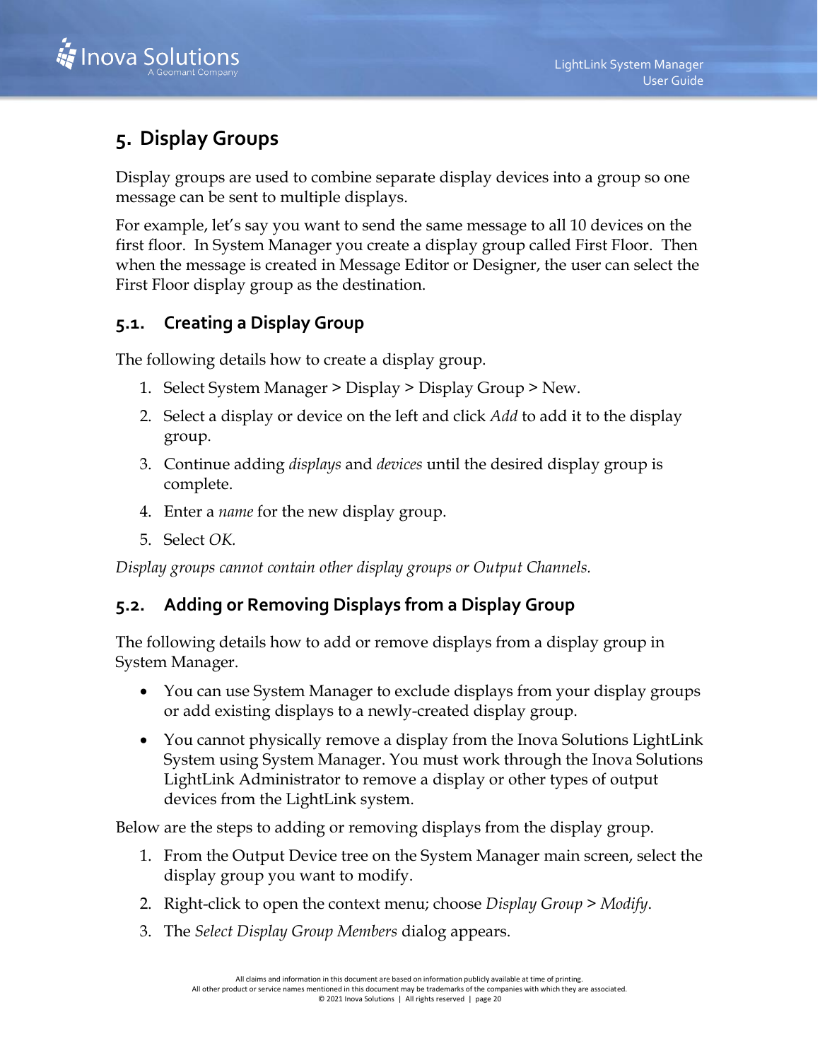# 5. Display Groups

Display groups are used to combine separate display devices into a group so one message can be sent to multiple displays.

For example, let's say you want to send the same message to all 10 devices on the first floor. In System Manager you create a display group called First Floor. Then when the message is created in Message Editor or Designer, the user can select the First Floor display group as the destination.

## 5.1. Creating a Display Group

The following details how to create a display group.

1. Select System Manager > Display > Display Group > New.
2. Select a display or device on the left and click *Add* to add it to the display group.
3. Continue adding *displays* and *devices* until the desired display group is complete.
4. Enter a *name* for the new display group.
5. Select *OK.*

*Display groups cannot contain other display groups or Output Channels.*

## 5.2. Adding or Removing Displays from a Display Group

The following details how to add or remove displays from a display group in System Manager.

- You can use System Manager to exclude displays from your display groups or add existing displays to a newly-created display group.
- You cannot physically remove a display from the Inova Solutions LightLink System using System Manager. You must work through the Inova Solutions LightLink Administrator to remove a display or other types of output devices from the LightLink system.

Below are the steps to adding or removing displays from the display group.

1. From the Output Device tree on the System Manager main screen, select the display group you want to modify.
2. Right-click to open the context menu; choose *Display Group* > *Modify*.
3. The *Select Display Group Members* dialog appears.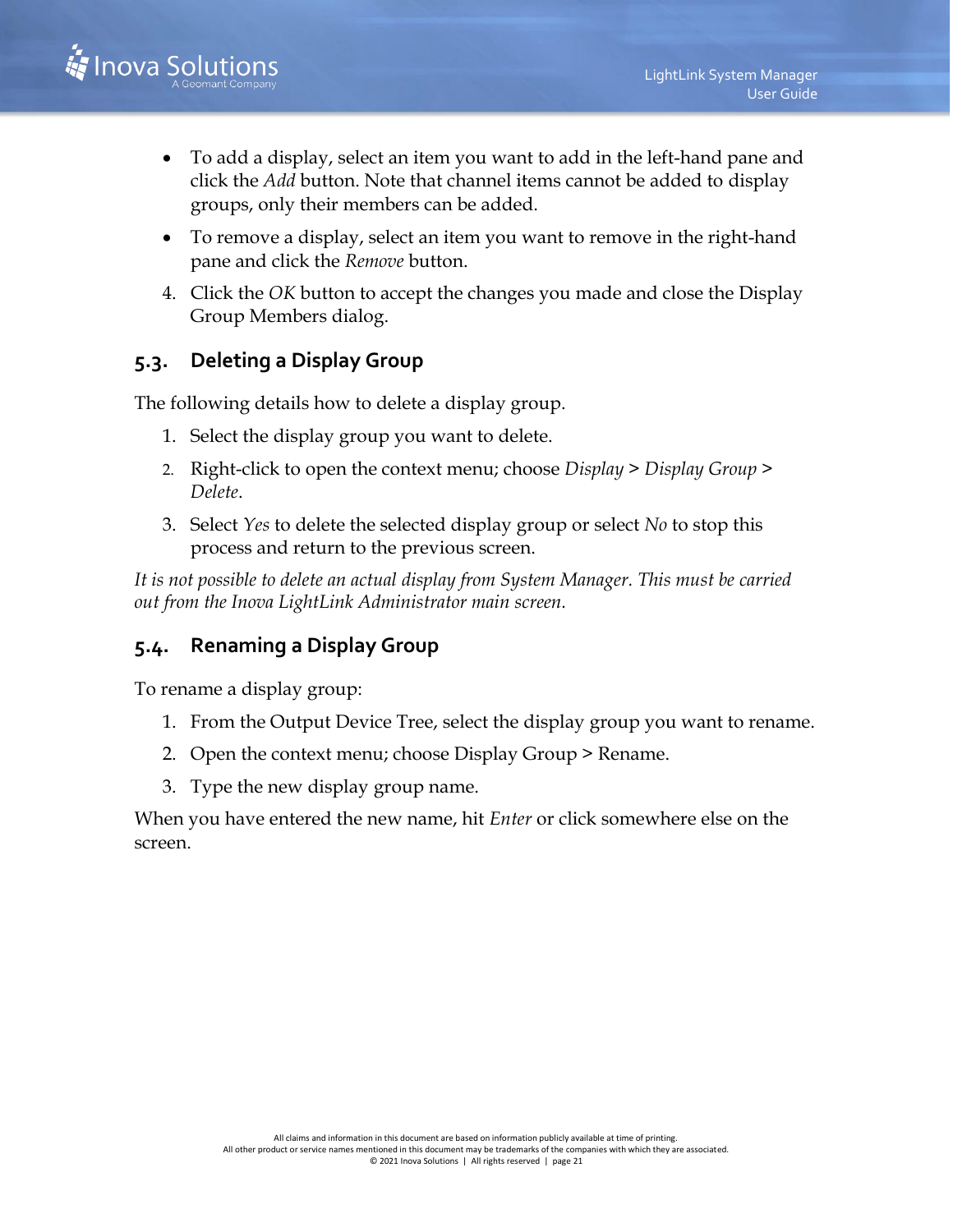- To add a display, select an item you want to add in the left-hand pane and click the *Add* button. Note that channel items cannot be added to display groups, only their members can be added.
- To remove a display, select an item you want to remove in the right-hand pane and click the *Remove* button.

4. Click the *OK* button to accept the changes you made and close the Display Group Members dialog.

## 5.3. Deleting a Display Group

The following details how to delete a display group.

1. Select the display group you want to delete.
2. Right-click to open the context menu; choose *Display* > *Display Group* > *Delete*.
3. Select *Yes* to delete the selected display group or select *No* to stop this process and return to the previous screen.

*It is not possible to delete an actual display from System Manager. This must be carried out from the Inova LightLink Administrator main screen.*

## 5.4. Renaming a Display Group

To rename a display group:

1. From the Output Device Tree, select the display group you want to rename.
2. Open the context menu; choose Display Group > Rename.
3. Type the new display group name.

When you have entered the new name, hit *Enter* or click somewhere else on the screen.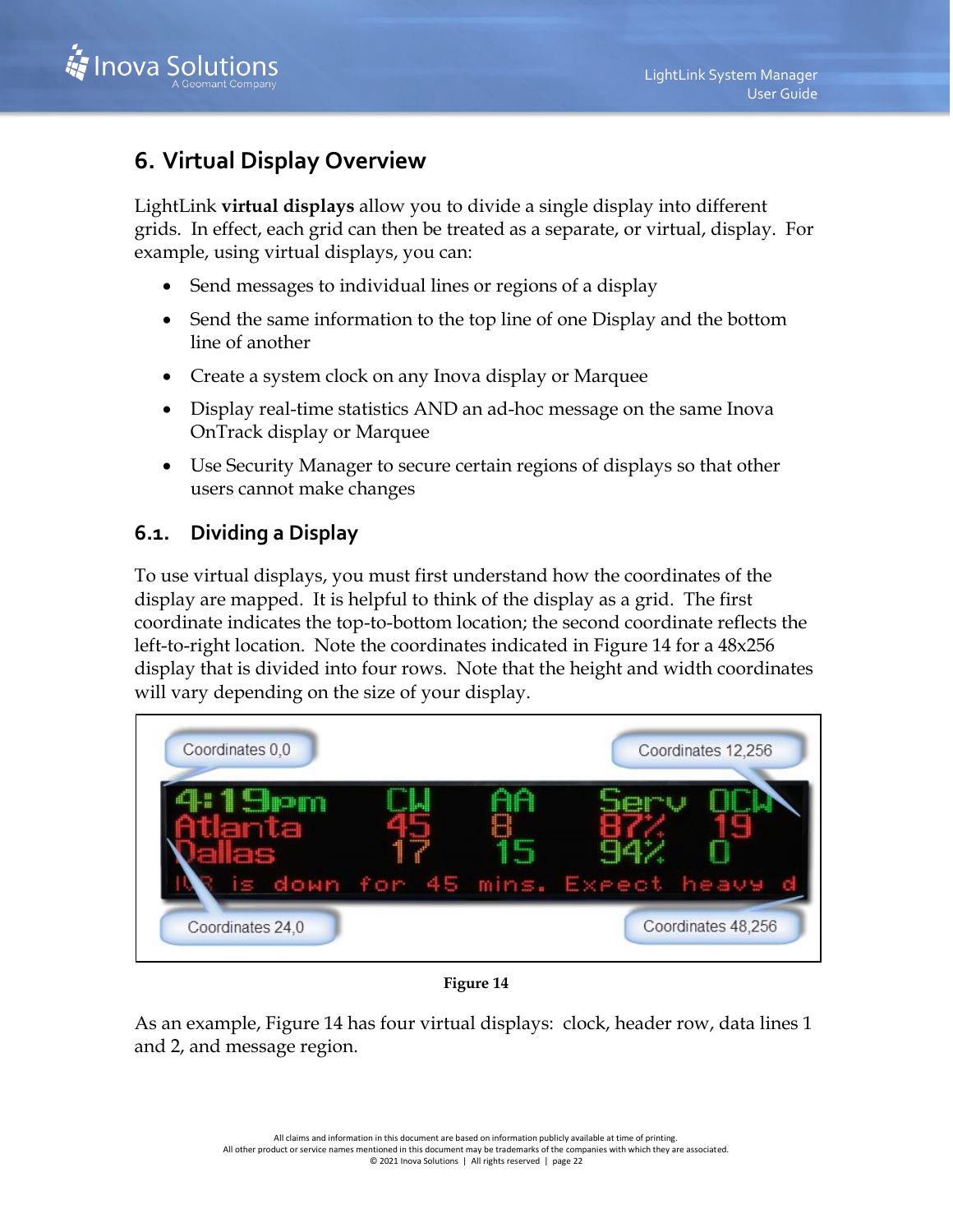# 6. Virtual Display Overview

LightLink **virtual displays** allow you to divide a single display into different grids. In effect, each grid can then be treated as a separate, or virtual, display. For example, using virtual displays, you can:

- Send messages to individual lines or regions of a display
- Send the same information to the top line of one Display and the bottom line of another
- Create a system clock on any Inova display or Marquee
- Display real-time statistics AND an ad-hoc message on the same Inova OnTrack display or Marquee
- Use Security Manager to secure certain regions of displays so that other users cannot make changes

## 6.1. Dividing a Display

To use virtual displays, you must first understand how the coordinates of the display are mapped. It is helpful to think of the display as a grid. The first coordinate indicates the top-to-bottom location; the second coordinate reflects the left-to-right location. Note the coordinates indicated in Figure 14 for a 48x256 display that is divided into four rows. Note that the height and width coordinates will vary depending on the size of your display.

**Figure 14**

As an example, Figure 14 has four virtual displays: clock, header row, data lines 1 and 2, and message region.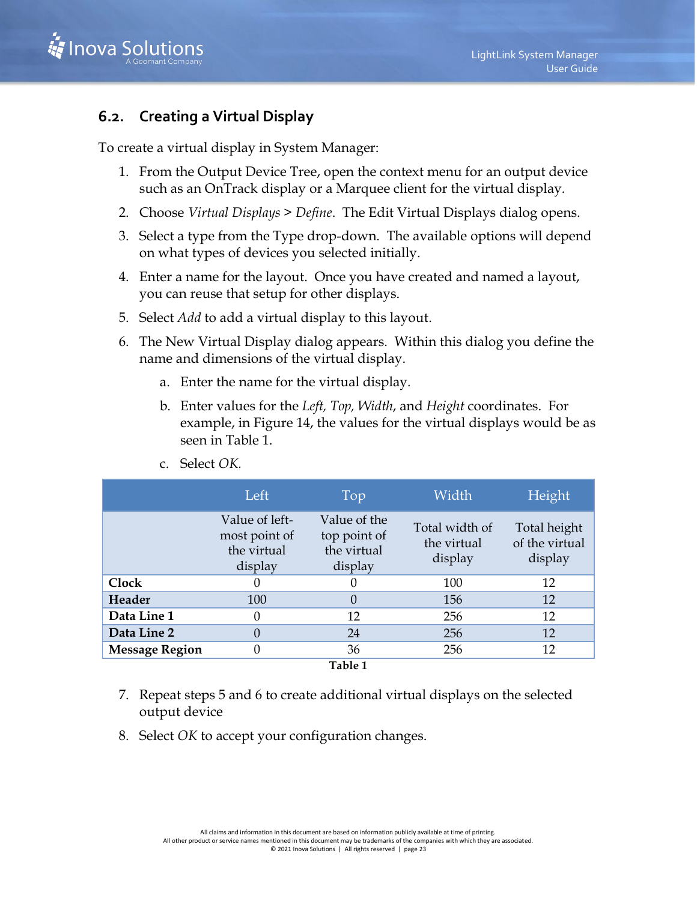## 6.2. Creating a Virtual Display

To create a virtual display in System Manager:

1. From the Output Device Tree, open the context menu for an output device such as an OnTrack display or a Marquee client for the virtual display.
2. Choose *Virtual Displays* > *Define*. The Edit Virtual Displays dialog opens.
3. Select a type from the Type drop-down. The available options will depend on what types of devices you selected initially.
4. Enter a name for the layout. Once you have created and named a layout, you can reuse that setup for other displays.
5. Select *Add* to add a virtual display to this layout.
6. The New Virtual Display dialog appears. Within this dialog you define the name and dimensions of the virtual display.
   a. Enter the name for the virtual display.
   b. Enter values for the *Left, Top, Width*, and *Height* coordinates. For example, in Figure 14, the values for the virtual displays would be as seen in Table 1.
   c. Select *OK*.

| | Left | Top | Width | Height |
|---|---|---|---|---|
| | Value of left-most point of the virtual display | Value of the top point of the virtual display | Total width of the virtual display | Total height of the virtual display |
| **Clock** | 0 | 0 | 100 | 12 |
| **Header** | 100 | 0 | 156 | 12 |
| **Data Line 1** | 0 | 12 | 256 | 12 |
| **Data Line 2** | 0 | 24 | 256 | 12 |
| **Message Region** | 0 | 36 | 256 | 12 |

**Table 1**

7. Repeat steps 5 and 6 to create additional virtual displays on the selected output device
8. Select *OK* to accept your configuration changes.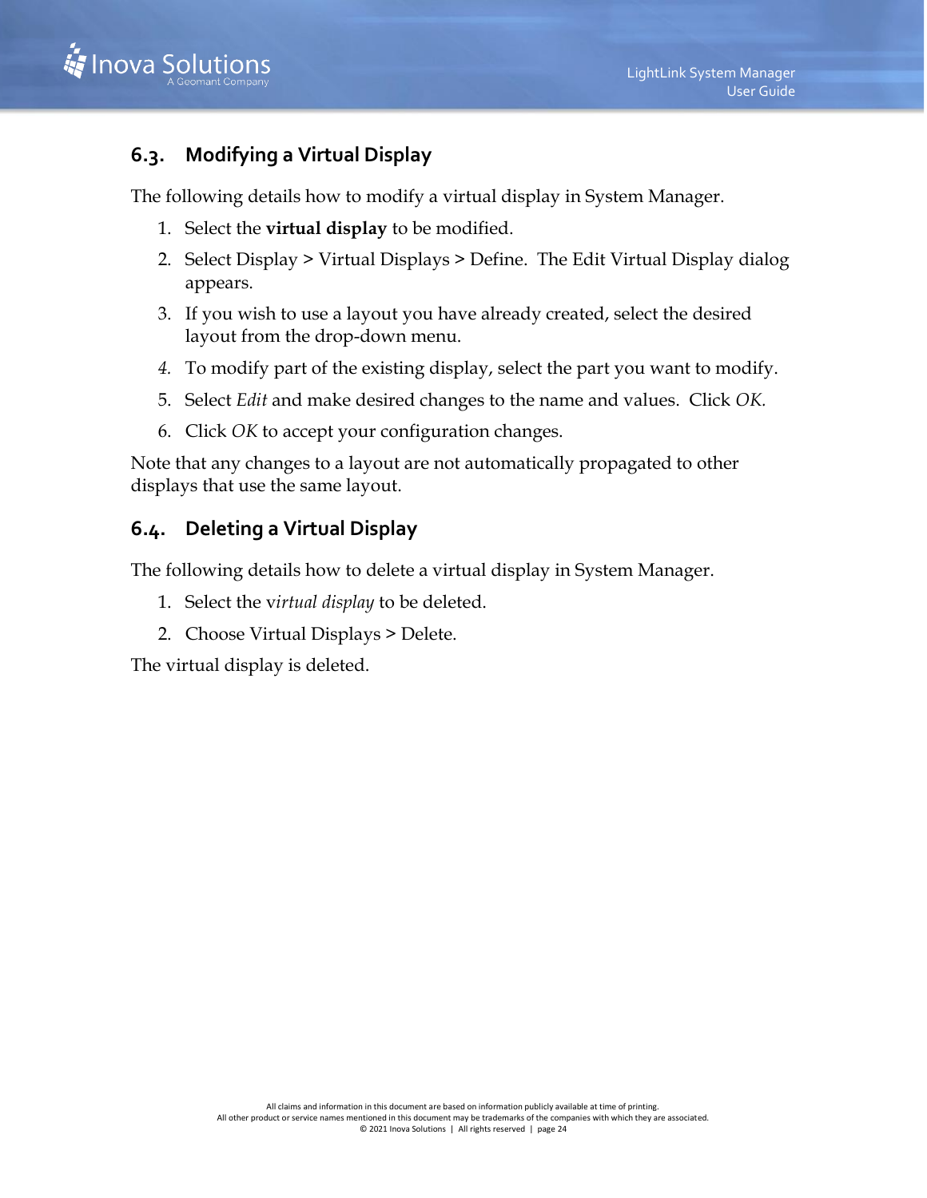## 6.3. Modifying a Virtual Display

The following details how to modify a virtual display in System Manager.

1. Select the **virtual display** to be modified.
2. Select Display > Virtual Displays > Define. The Edit Virtual Display dialog appears.
3. If you wish to use a layout you have already created, select the desired layout from the drop-down menu.
4. To modify part of the existing display, select the part you want to modify.
5. Select *Edit* and make desired changes to the name and values. Click *OK.*
6. Click *OK* to accept your configuration changes.

Note that any changes to a layout are not automatically propagated to other displays that use the same layout.

## 6.4. Deleting a Virtual Display

The following details how to delete a virtual display in System Manager.

1. Select the v*irtual display* to be deleted.
2. Choose Virtual Displays > Delete.

The virtual display is deleted.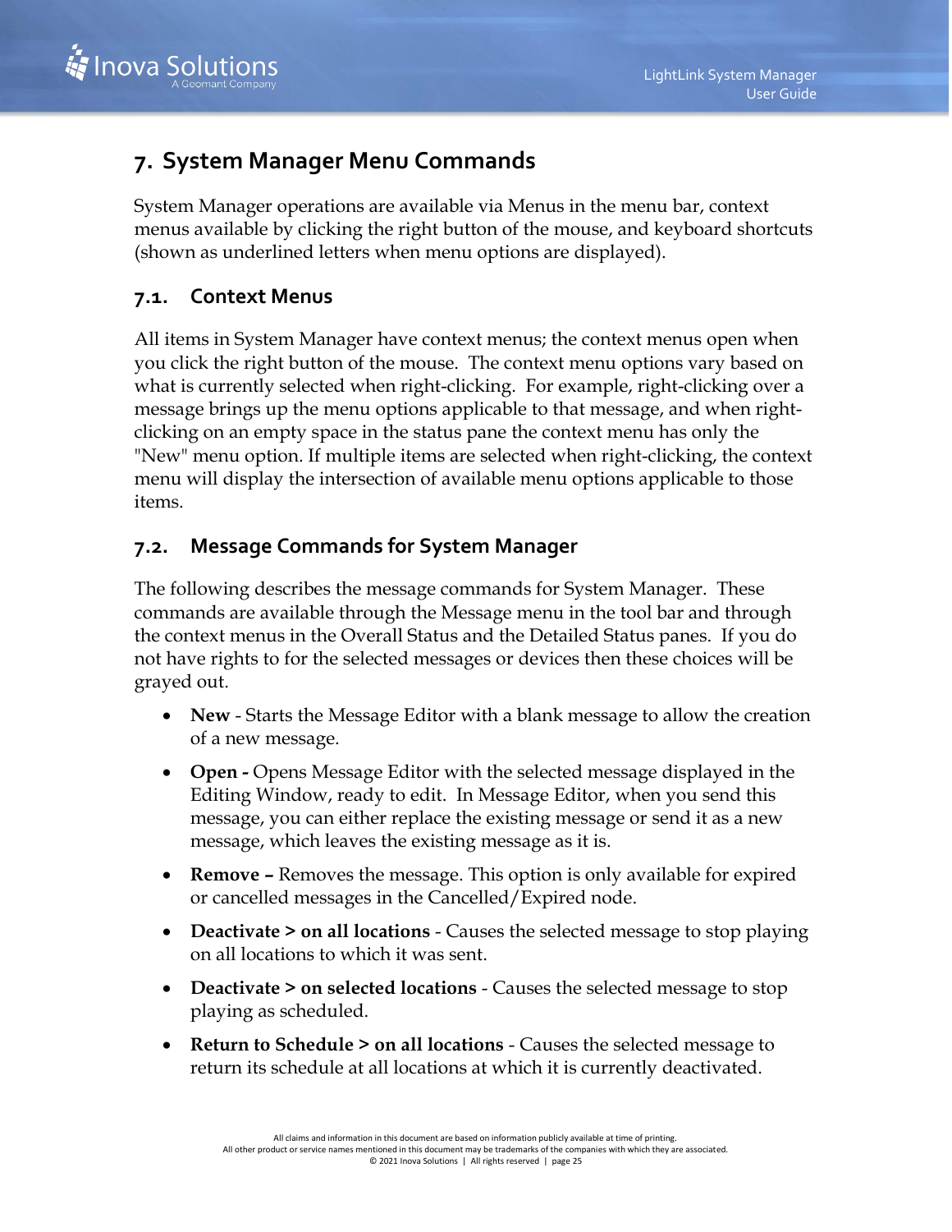# 7. System Manager Menu Commands

System Manager operations are available via Menus in the menu bar, context menus available by clicking the right button of the mouse, and keyboard shortcuts (shown as underlined letters when menu options are displayed).

## 7.1. Context Menus

All items in System Manager have context menus; the context menus open when you click the right button of the mouse. The context menu options vary based on what is currently selected when right-clicking. For example, right-clicking over a message brings up the menu options applicable to that message, and when right-clicking on an empty space in the status pane the context menu has only the "New" menu option. If multiple items are selected when right-clicking, the context menu will display the intersection of available menu options applicable to those items.

## 7.2. Message Commands for System Manager

The following describes the message commands for System Manager. These commands are available through the Message menu in the tool bar and through the context menus in the Overall Status and the Detailed Status panes. If you do not have rights to for the selected messages or devices then these choices will be grayed out.

- **New** - Starts the Message Editor with a blank message to allow the creation of a new message.
- **Open -** Opens Message Editor with the selected message displayed in the Editing Window, ready to edit. In Message Editor, when you send this message, you can either replace the existing message or send it as a new message, which leaves the existing message as it is.
- **Remove –** Removes the message. This option is only available for expired or cancelled messages in the Cancelled/Expired node.
- **Deactivate > on all locations** - Causes the selected message to stop playing on all locations to which it was sent.
- **Deactivate > on selected locations** - Causes the selected message to stop playing as scheduled.
- **Return to Schedule > on all locations** - Causes the selected message to return its schedule at all locations at which it is currently deactivated.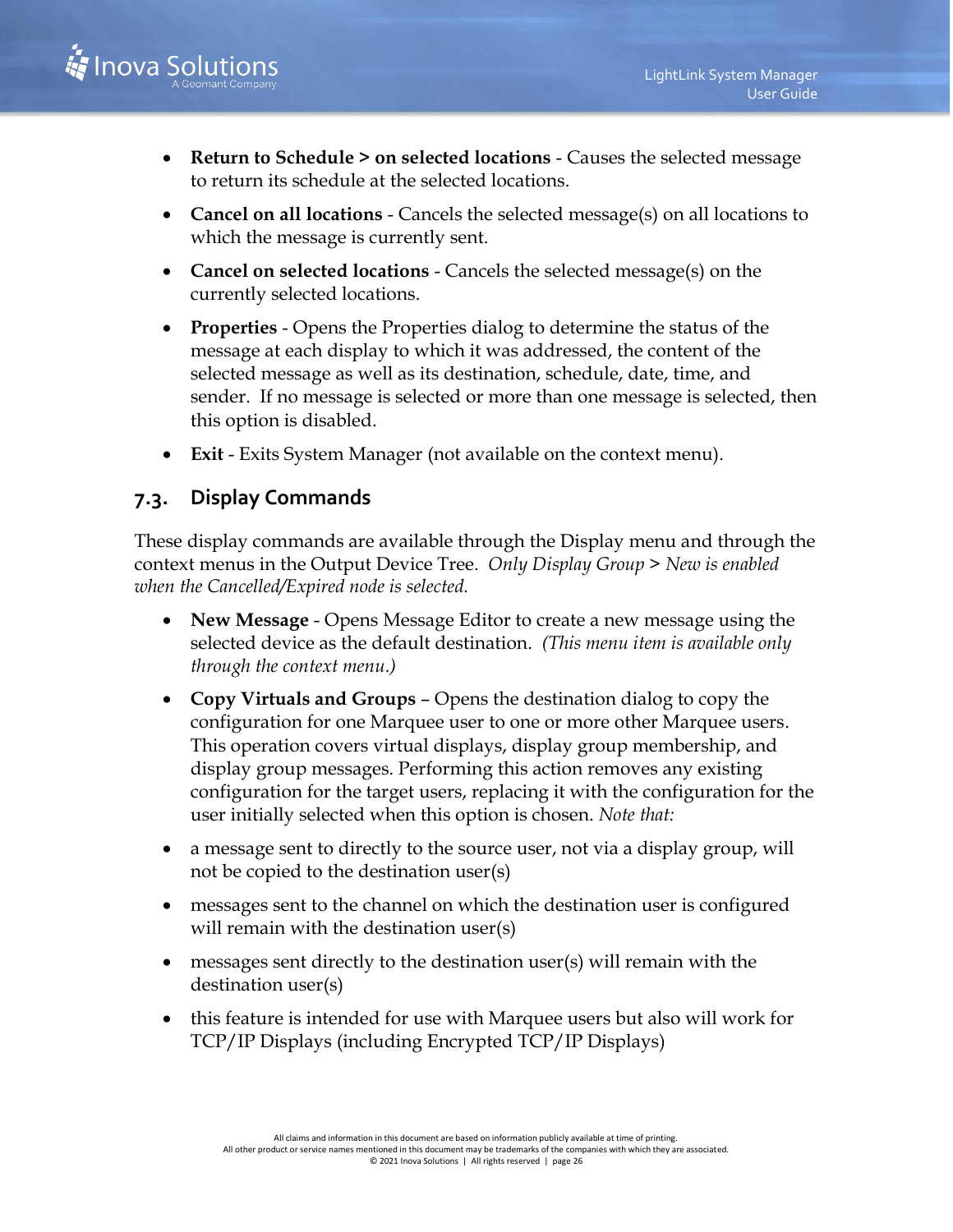- **Return to Schedule > on selected locations** - Causes the selected message to return its schedule at the selected locations.
- **Cancel on all locations** - Cancels the selected message(s) on all locations to which the message is currently sent.
- **Cancel on selected locations** - Cancels the selected message(s) on the currently selected locations.
- **Properties** - Opens the Properties dialog to determine the status of the message at each display to which it was addressed, the content of the selected message as well as its destination, schedule, date, time, and sender. If no message is selected or more than one message is selected, then this option is disabled.
- **Exit** - Exits System Manager (not available on the context menu).

## 7.3. Display Commands

These display commands are available through the Display menu and through the context menus in the Output Device Tree. *Only Display Group > New is enabled when the Cancelled/Expired node is selected.*

- **New Message** - Opens Message Editor to create a new message using the selected device as the default destination. *(This menu item is available only through the context menu.)*
- **Copy Virtuals and Groups** – Opens the destination dialog to copy the configuration for one Marquee user to one or more other Marquee users. This operation covers virtual displays, display group membership, and display group messages. Performing this action removes any existing configuration for the target users, replacing it with the configuration for the user initially selected when this option is chosen. *Note that:*
- a message sent to directly to the source user, not via a display group, will not be copied to the destination user(s)
- messages sent to the channel on which the destination user is configured will remain with the destination user(s)
- messages sent directly to the destination user(s) will remain with the destination user(s)
- this feature is intended for use with Marquee users but also will work for TCP/IP Displays (including Encrypted TCP/IP Displays)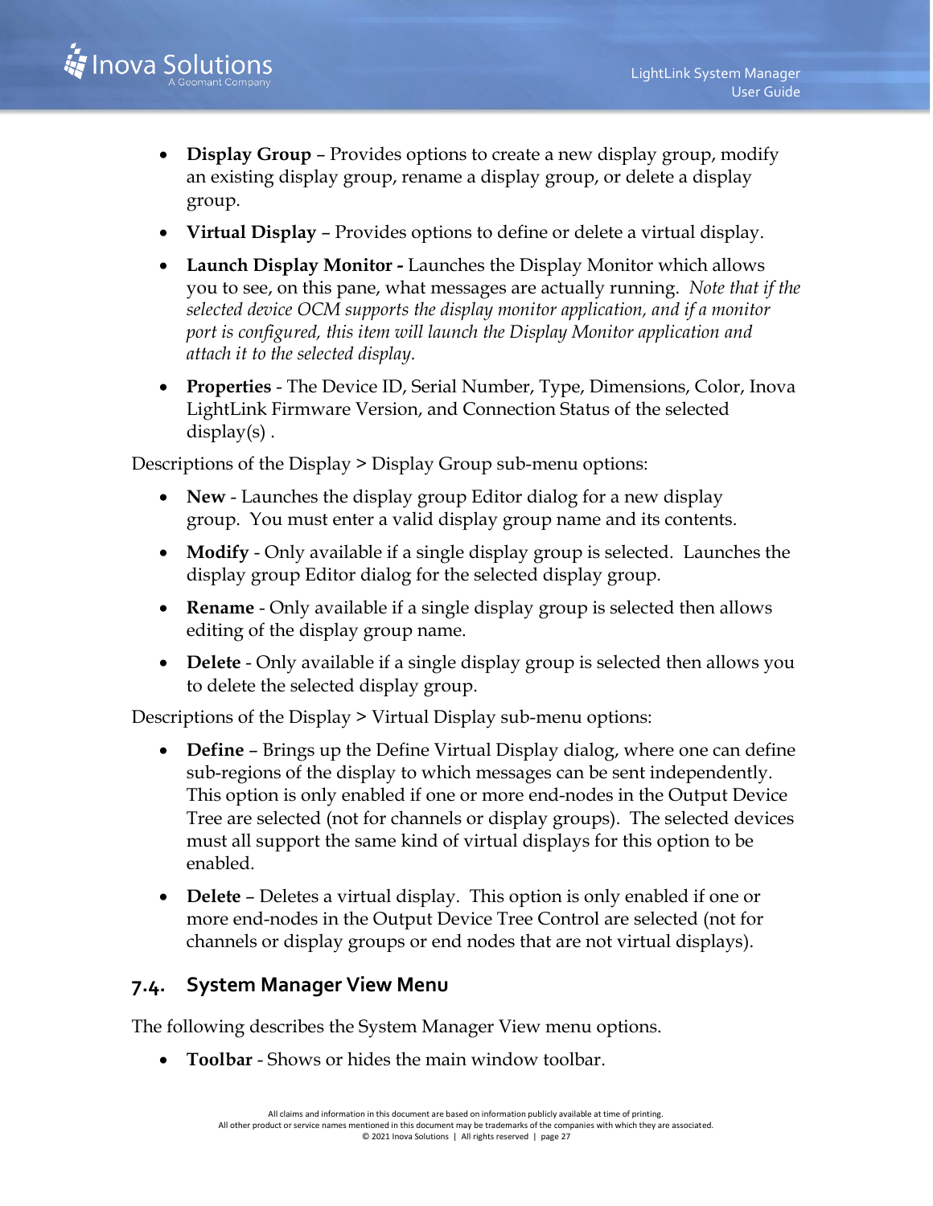- **Display Group** – Provides options to create a new display group, modify an existing display group, rename a display group, or delete a display group.
- **Virtual Display** – Provides options to define or delete a virtual display.
- **Launch Display Monitor -** Launches the Display Monitor which allows you to see, on this pane, what messages are actually running. *Note that if the selected device OCM supports the display monitor application, and if a monitor port is configured, this item will launch the Display Monitor application and attach it to the selected display.*
- **Properties** - The Device ID, Serial Number, Type, Dimensions, Color, Inova LightLink Firmware Version, and Connection Status of the selected display(s) .

Descriptions of the Display > Display Group sub-menu options:

- **New** - Launches the display group Editor dialog for a new display group. You must enter a valid display group name and its contents.
- **Modify** - Only available if a single display group is selected. Launches the display group Editor dialog for the selected display group.
- **Rename** - Only available if a single display group is selected then allows editing of the display group name.
- **Delete** - Only available if a single display group is selected then allows you to delete the selected display group.

Descriptions of the Display > Virtual Display sub-menu options:

- **Define** – Brings up the Define Virtual Display dialog, where one can define sub-regions of the display to which messages can be sent independently. This option is only enabled if one or more end-nodes in the Output Device Tree are selected (not for channels or display groups). The selected devices must all support the same kind of virtual displays for this option to be enabled.
- **Delete** – Deletes a virtual display. This option is only enabled if one or more end-nodes in the Output Device Tree Control are selected (not for channels or display groups or end nodes that are not virtual displays).

## 7.4. System Manager View Menu

The following describes the System Manager View menu options.

- **Toolbar** - Shows or hides the main window toolbar.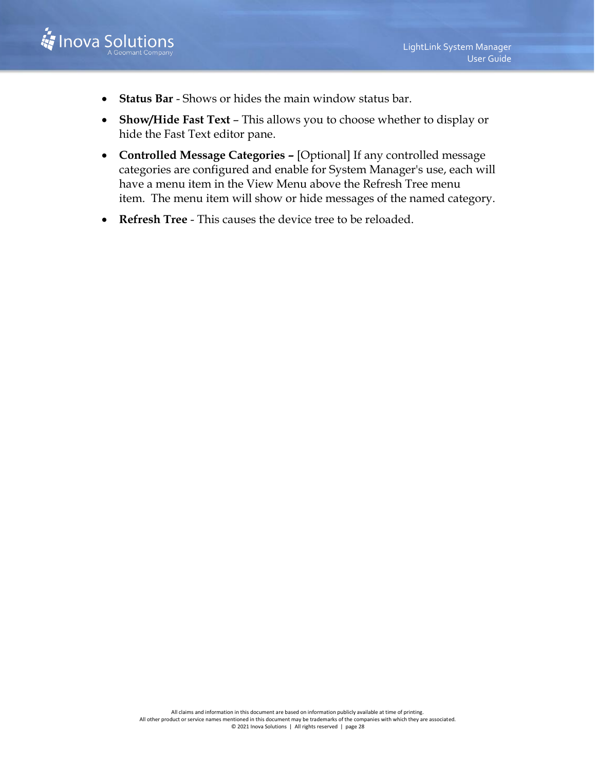- **Status Bar** - Shows or hides the main window status bar.
- **Show/Hide Fast Text** – This allows you to choose whether to display or hide the Fast Text editor pane.
- **Controlled Message Categories –** [Optional] If any controlled message categories are configured and enable for System Manager's use, each will have a menu item in the View Menu above the Refresh Tree menu item. The menu item will show or hide messages of the named category.
- **Refresh Tree** - This causes the device tree to be reloaded.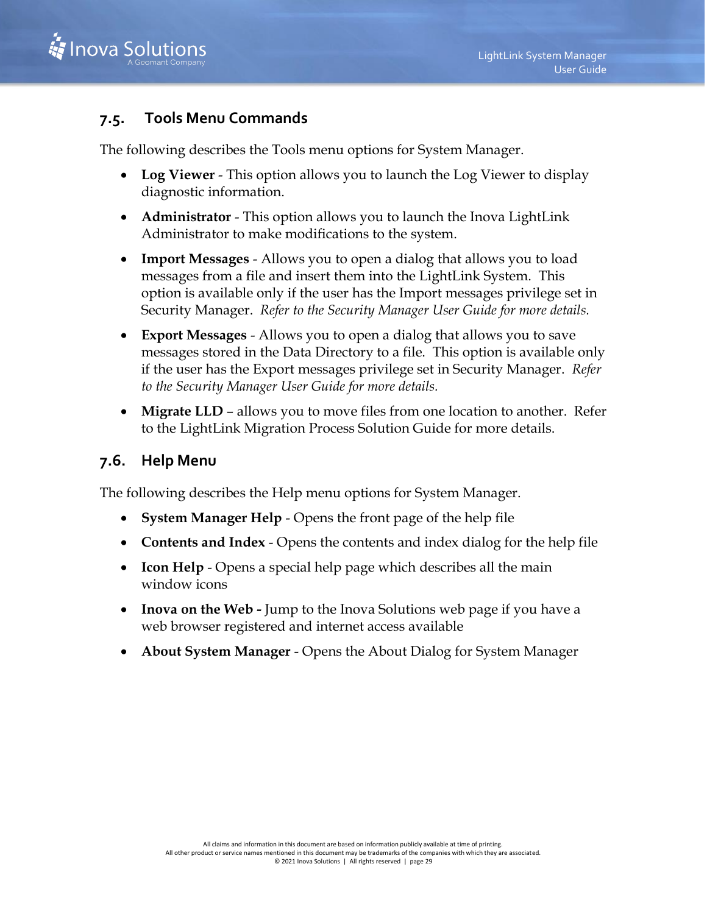## 7.5. Tools Menu Commands

The following describes the Tools menu options for System Manager.

- **Log Viewer** - This option allows you to launch the Log Viewer to display diagnostic information.
- **Administrator** - This option allows you to launch the Inova LightLink Administrator to make modifications to the system.
- **Import Messages** - Allows you to open a dialog that allows you to load messages from a file and insert them into the LightLink System. This option is available only if the user has the Import messages privilege set in Security Manager. *Refer to the Security Manager User Guide for more details.*
- **Export Messages** - Allows you to open a dialog that allows you to save messages stored in the Data Directory to a file. This option is available only if the user has the Export messages privilege set in Security Manager. *Refer to the Security Manager User Guide for more details.*
- **Migrate LLD** – allows you to move files from one location to another. Refer to the LightLink Migration Process Solution Guide for more details.

## 7.6. Help Menu

The following describes the Help menu options for System Manager.

- **System Manager Help** - Opens the front page of the help file
- **Contents and Index** - Opens the contents and index dialog for the help file
- **Icon Help** - Opens a special help page which describes all the main window icons
- **Inova on the Web -** Jump to the Inova Solutions web page if you have a web browser registered and internet access available
- **About System Manager** - Opens the About Dialog for System Manager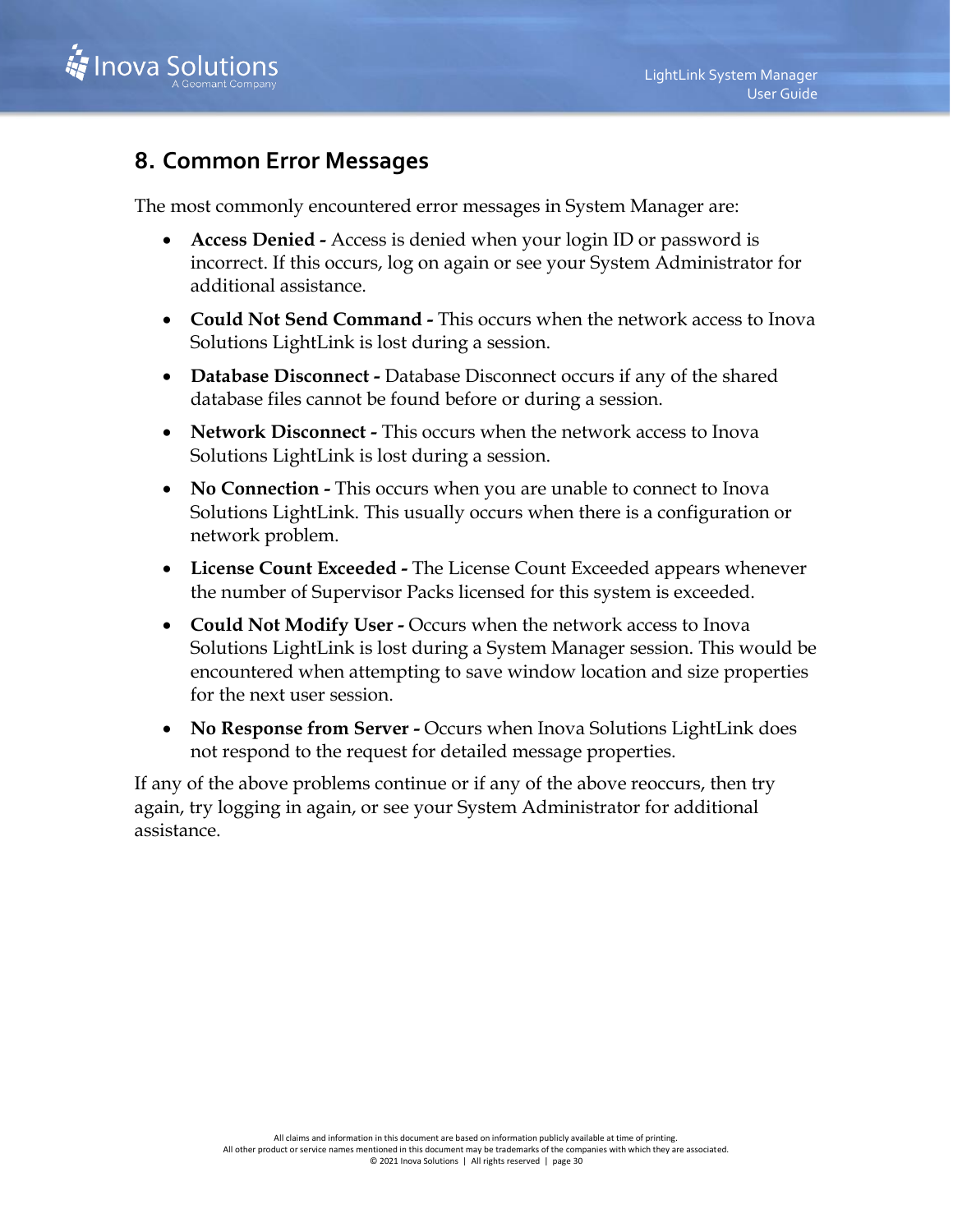# 8. Common Error Messages

The most commonly encountered error messages in System Manager are:

- **Access Denied -** Access is denied when your login ID or password is incorrect. If this occurs, log on again or see your System Administrator for additional assistance.
- **Could Not Send Command -** This occurs when the network access to Inova Solutions LightLink is lost during a session.
- **Database Disconnect -** Database Disconnect occurs if any of the shared database files cannot be found before or during a session.
- **Network Disconnect -** This occurs when the network access to Inova Solutions LightLink is lost during a session.
- **No Connection -** This occurs when you are unable to connect to Inova Solutions LightLink. This usually occurs when there is a configuration or network problem.
- **License Count Exceeded -** The License Count Exceeded appears whenever the number of Supervisor Packs licensed for this system is exceeded.
- **Could Not Modify User -** Occurs when the network access to Inova Solutions LightLink is lost during a System Manager session. This would be encountered when attempting to save window location and size properties for the next user session.
- **No Response from Server -** Occurs when Inova Solutions LightLink does not respond to the request for detailed message properties.

If any of the above problems continue or if any of the above reoccurs, then try again, try logging in again, or see your System Administrator for additional assistance.